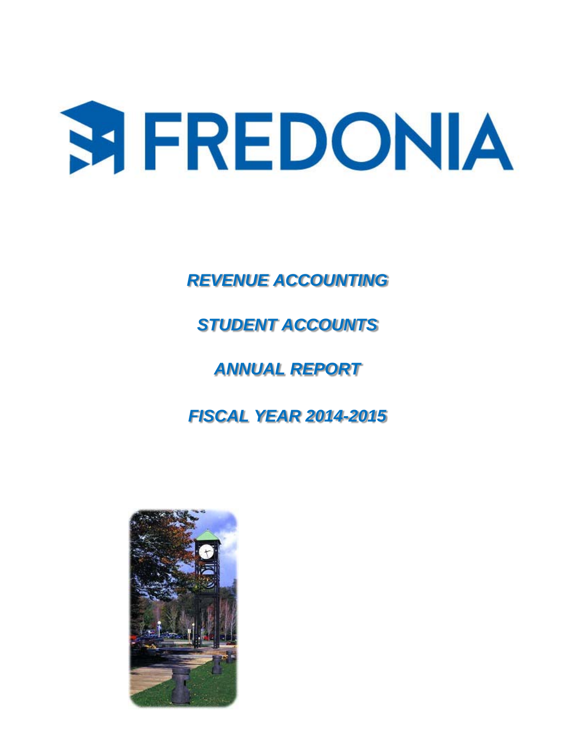# FREDONIA

## *REVENUE ACCOUNTING*

## *STUDENT ACCOUNTS*

## *ANNUAL REPORT*

## *FISCAL YEAR 2014-2015*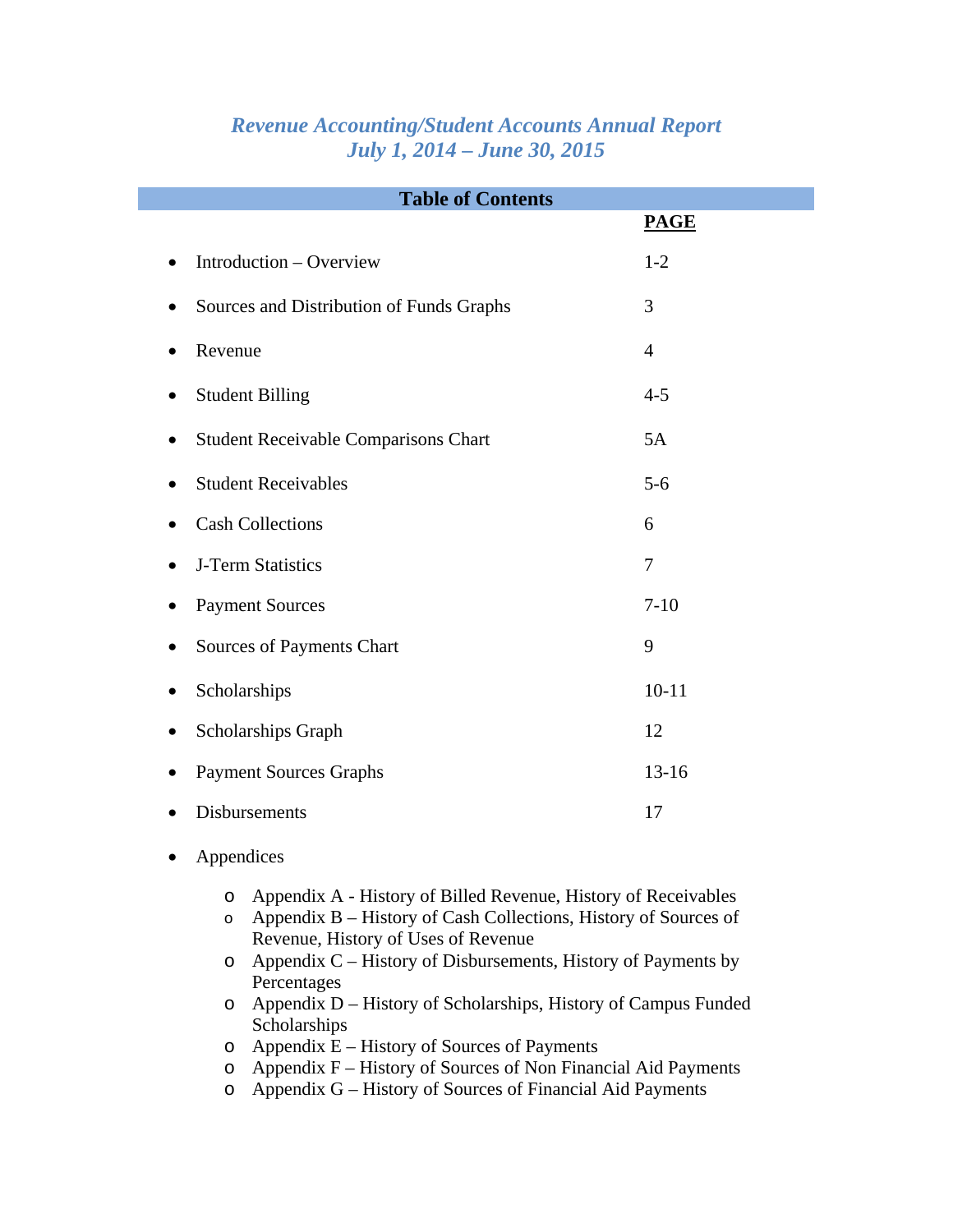# *Revenue Accounting/Student Accounts Annual Report*
## *July 1, 2014 – June 30, 2015*

## Table of Contents

| | PAGE |
|---|---|
| • Introduction – Overview | 1-2 |
| • Sources and Distribution of Funds Graphs | 3 |
| • Revenue | 4 |
| • Student Billing | 4-5 |
| • Student Receivable Comparisons Chart | 5A |
| • Student Receivables | 5-6 |
| • Cash Collections | 6 |
| • J-Term Statistics | 7 |
| • Payment Sources | 7-10 |
| • Sources of Payments Chart | 9 |
| • Scholarships | 10-11 |
| • Scholarships Graph | 12 |
| • Payment Sources Graphs | 13-16 |
| • Disbursements | 17 |

- Appendices
    - Appendix A - History of Billed Revenue, History of Receivables
    - Appendix B – History of Cash Collections, History of Sources of Revenue, History of Uses of Revenue
    - Appendix C – History of Disbursements, History of Payments by Percentages
    - Appendix D – History of Scholarships, History of Campus Funded Scholarships
    - Appendix E – History of Sources of Payments
    - Appendix F – History of Sources of Non Financial Aid Payments
    - Appendix G – History of Sources of Financial Aid Payments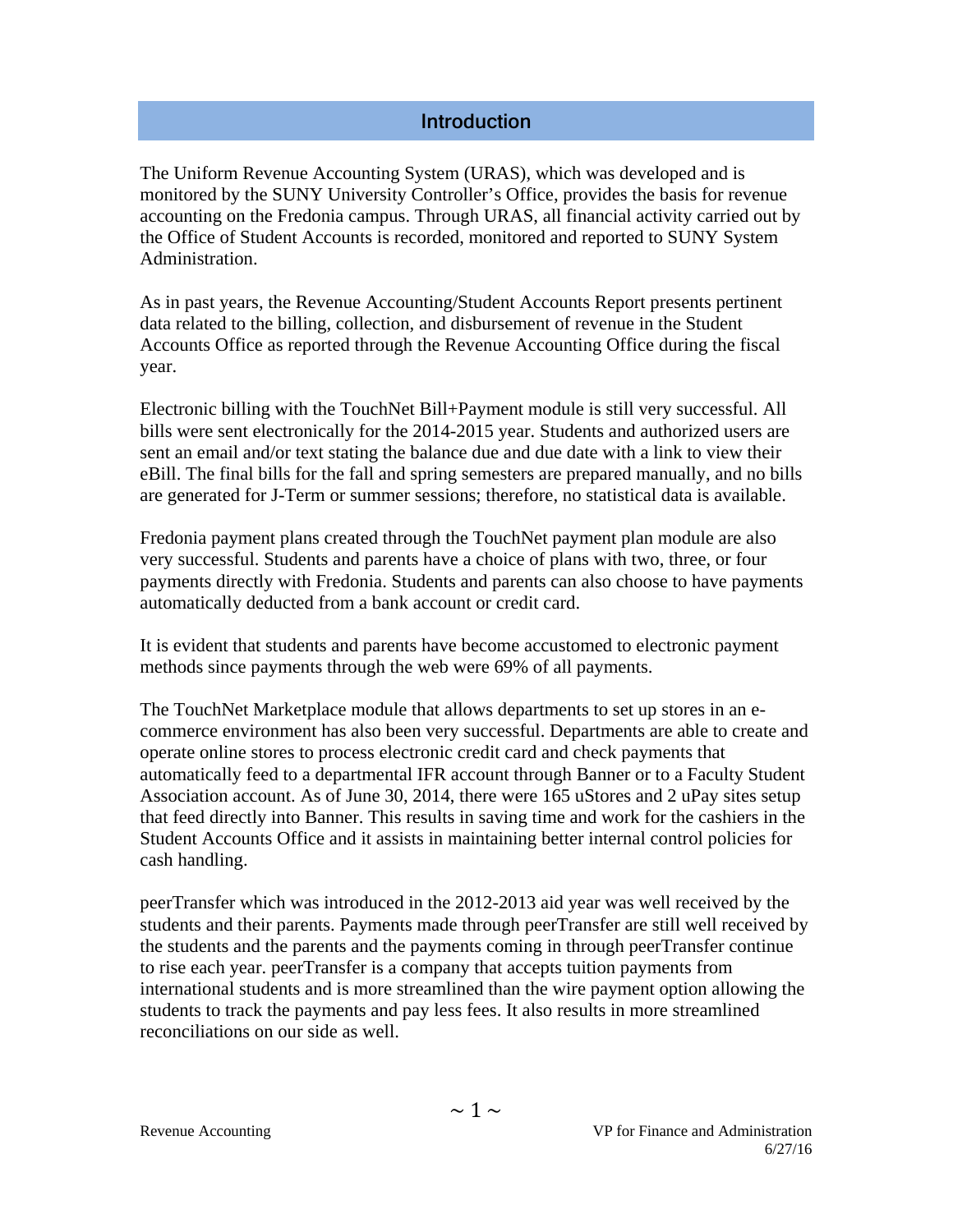## Introduction

The Uniform Revenue Accounting System (URAS), which was developed and is monitored by the SUNY University Controller's Office, provides the basis for revenue accounting on the Fredonia campus. Through URAS, all financial activity carried out by the Office of Student Accounts is recorded, monitored and reported to SUNY System Administration.

As in past years, the Revenue Accounting/Student Accounts Report presents pertinent data related to the billing, collection, and disbursement of revenue in the Student Accounts Office as reported through the Revenue Accounting Office during the fiscal year.

Electronic billing with the TouchNet Bill+Payment module is still very successful. All bills were sent electronically for the 2014-2015 year. Students and authorized users are sent an email and/or text stating the balance due and due date with a link to view their eBill. The final bills for the fall and spring semesters are prepared manually, and no bills are generated for J-Term or summer sessions; therefore, no statistical data is available.

Fredonia payment plans created through the TouchNet payment plan module are also very successful. Students and parents have a choice of plans with two, three, or four payments directly with Fredonia. Students and parents can also choose to have payments automatically deducted from a bank account or credit card.

It is evident that students and parents have become accustomed to electronic payment methods since payments through the web were 69% of all payments.

The TouchNet Marketplace module that allows departments to set up stores in an e-commerce environment has also been very successful. Departments are able to create and operate online stores to process electronic credit card and check payments that automatically feed to a departmental IFR account through Banner or to a Faculty Student Association account. As of June 30, 2014, there were 165 uStores and 2 uPay sites setup that feed directly into Banner. This results in saving time and work for the cashiers in the Student Accounts Office and it assists in maintaining better internal control policies for cash handling.

peerTransfer which was introduced in the 2012-2013 aid year was well received by the students and their parents. Payments made through peerTransfer are still well received by the students and the parents and the payments coming in through peerTransfer continue to rise each year. peerTransfer is a company that accepts tuition payments from international students and is more streamlined than the wire payment option allowing the students to track the payments and pay less fees. It also results in more streamlined reconciliations on our side as well.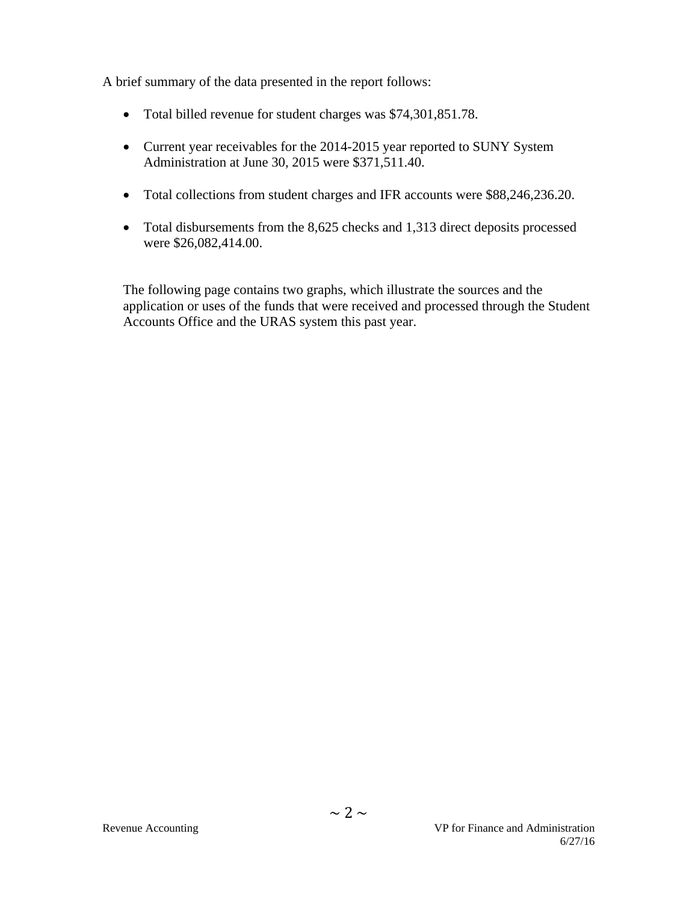A brief summary of the data presented in the report follows:

- Total billed revenue for student charges was $74,301,851.78.
- Current year receivables for the 2014-2015 year reported to SUNY System Administration at June 30, 2015 were $371,511.40.
- Total collections from student charges and IFR accounts were $88,246,236.20.
- Total disbursements from the 8,625 checks and 1,313 direct deposits processed were $26,082,414.00.

The following page contains two graphs, which illustrate the sources and the application or uses of the funds that were received and processed through the Student Accounts Office and the URAS system this past year.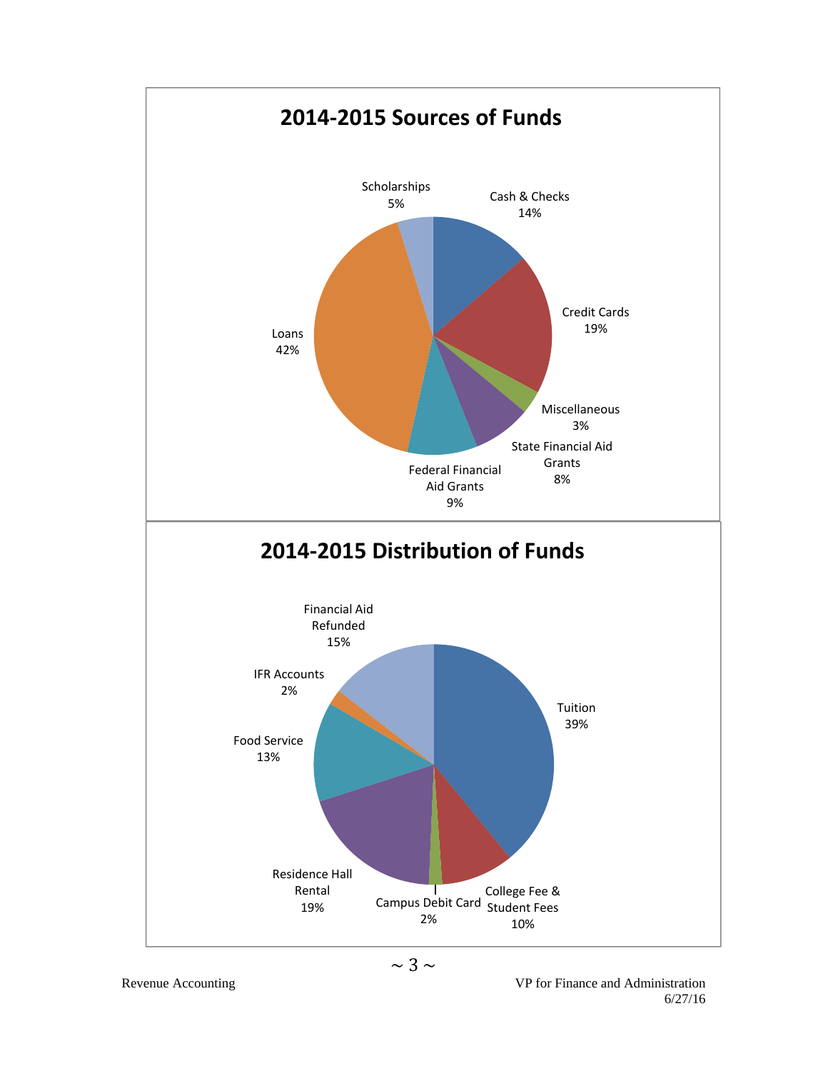## 2014-2015 Sources of Funds

| Source | Percentage |
|---|---|
| Cash & Checks | 14% |
| Credit Cards | 19% |
| Miscellaneous | 3% |
| State Financial Aid Grants | 8% |
| Federal Financial Aid Grants | 9% |
| Loans | 42% |
| Scholarships | 5% |

## 2014-2015 Distribution of Funds

| Distribution | Percentage |
|---|---|
| Tuition | 39% |
| College Fee & Student Fees | 10% |
| Campus Debit Card | 2% |
| Residence Hall Rental | 19% |
| Food Service | 13% |
| IFR Accounts | 2% |
| Financial Aid Refunded | 15% |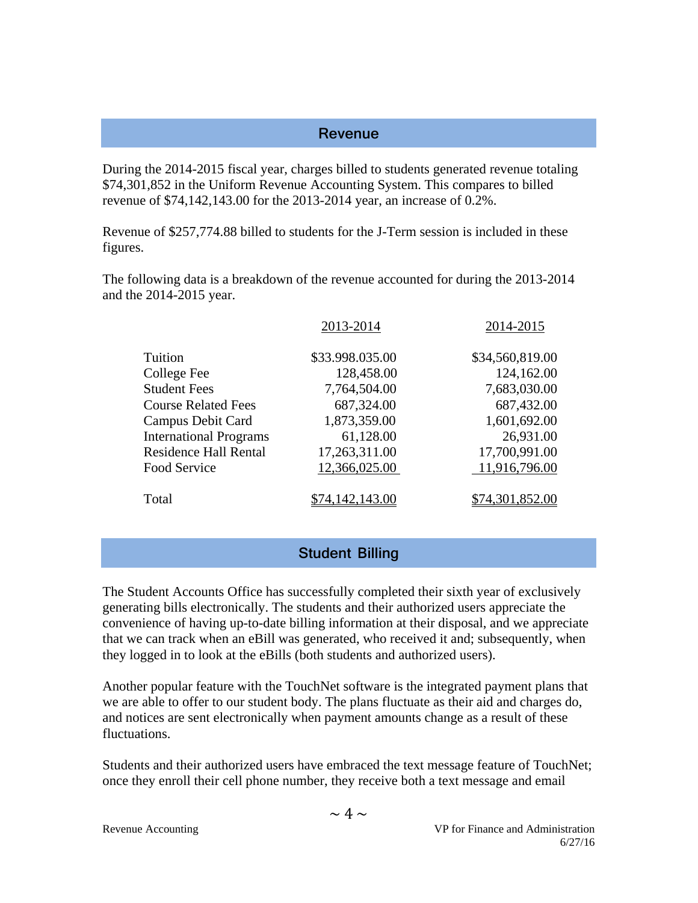## Revenue

During the 2014-2015 fiscal year, charges billed to students generated revenue totaling $74,301,852 in the Uniform Revenue Accounting System. This compares to billed revenue of $74,142,143.00 for the 2013-2014 year, an increase of 0.2%.

Revenue of $257,774.88 billed to students for the J-Term session is included in these figures.

The following data is a breakdown of the revenue accounted for during the 2013-2014 and the 2014-2015 year.

| | 2013-2014 | 2014-2015 |
|---|---|---|
| Tuition | $33.998.035.00 | $34,560,819.00 |
| College Fee | 128,458.00 | 124,162.00 |
| Student Fees | 7,764,504.00 | 7,683,030.00 |
| Course Related Fees | 687,324.00 | 687,432.00 |
| Campus Debit Card | 1,873,359.00 | 1,601,692.00 |
| International Programs | 61,128.00 | 26,931.00 |
| Residence Hall Rental | 17,263,311.00 | 17,700,991.00 |
| Food Service | 12,366,025.00 | 11,916,796.00 |
| Total | $74,142,143.00 | $74,301,852.00 |

## Student Billing

The Student Accounts Office has successfully completed their sixth year of exclusively generating bills electronically. The students and their authorized users appreciate the convenience of having up-to-date billing information at their disposal, and we appreciate that we can track when an eBill was generated, who received it and; subsequently, when they logged in to look at the eBills (both students and authorized users).

Another popular feature with the TouchNet software is the integrated payment plans that we are able to offer to our student body. The plans fluctuate as their aid and charges do, and notices are sent electronically when payment amounts change as a result of these fluctuations.

Students and their authorized users have embraced the text message feature of TouchNet; once they enroll their cell phone number, they receive both a text message and email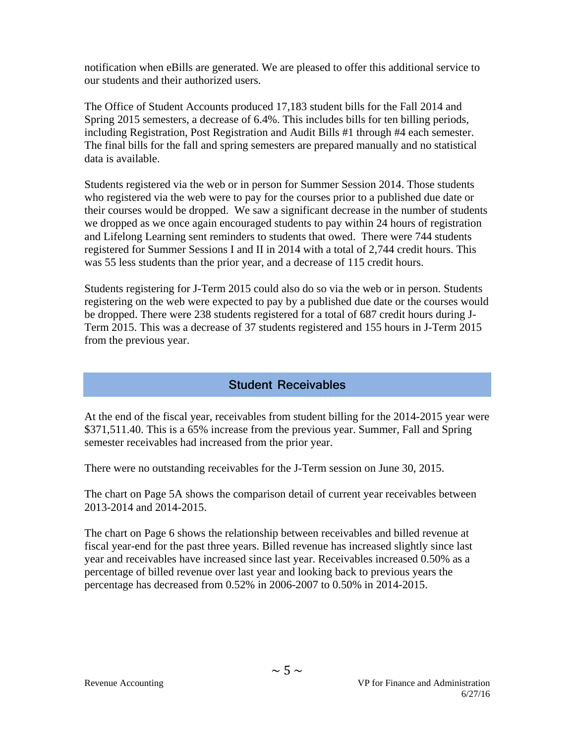notification when eBills are generated. We are pleased to offer this additional service to our students and their authorized users.

The Office of Student Accounts produced 17,183 student bills for the Fall 2014 and Spring 2015 semesters, a decrease of 6.4%. This includes bills for ten billing periods, including Registration, Post Registration and Audit Bills #1 through #4 each semester. The final bills for the fall and spring semesters are prepared manually and no statistical data is available.

Students registered via the web or in person for Summer Session 2014. Those students who registered via the web were to pay for the courses prior to a published due date or their courses would be dropped. We saw a significant decrease in the number of students we dropped as we once again encouraged students to pay within 24 hours of registration and Lifelong Learning sent reminders to students that owed. There were 744 students registered for Summer Sessions I and II in 2014 with a total of 2,744 credit hours. This was 55 less students than the prior year, and a decrease of 115 credit hours.

Students registering for J-Term 2015 could also do so via the web or in person. Students registering on the web were expected to pay by a published due date or the courses would be dropped. There were 238 students registered for a total of 687 credit hours during J-Term 2015. This was a decrease of 37 students registered and 155 hours in J-Term 2015 from the previous year.

## Student Receivables

At the end of the fiscal year, receivables from student billing for the 2014-2015 year were $371,511.40. This is a 65% increase from the previous year. Summer, Fall and Spring semester receivables had increased from the prior year.

There were no outstanding receivables for the J-Term session on June 30, 2015.

The chart on Page 5A shows the comparison detail of current year receivables between 2013-2014 and 2014-2015.

The chart on Page 6 shows the relationship between receivables and billed revenue at fiscal year-end for the past three years. Billed revenue has increased slightly since last year and receivables have increased since last year. Receivables increased 0.50% as a percentage of billed revenue over last year and looking back to previous years the percentage has decreased from 0.52% in 2006-2007 to 0.50% in 2014-2015.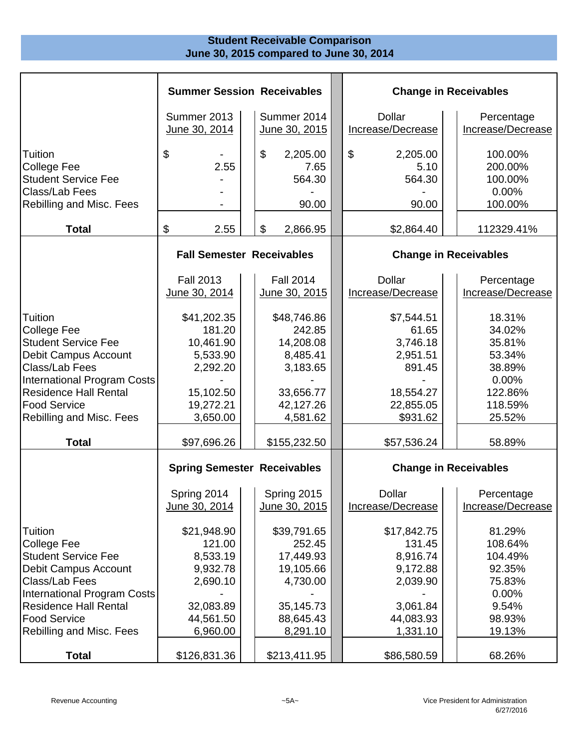## Student Receivable Comparison
## June 30, 2015 compared to June 30, 2014

| | Summer Session Receivables | | Change in Receivables | |
|---|---|---|---|---|
| | Summer 2013 June 30, 2014 | Summer 2014 June 30, 2015 | Dollar Increase/Decrease | Percentage Increase/Decrease |
| Tuition | $ - | $ 2,205.00 | $ 2,205.00 | 100.00% |
| College Fee | 2.55 | 7.65 | 5.10 | 200.00% |
| Student Service Fee | - | 564.30 | 564.30 | 100.00% |
| Class/Lab Fees | - | - | - | 0.00% |
| Rebilling and Misc. Fees | - | 90.00 | 90.00 | 100.00% |
| **Total** | $ 2.55 | $ 2,866.95 | $2,864.40 | 112329.41% |

| | Fall Semester Receivables | | Change in Receivables | |
|---|---|---|---|---|
| | Fall 2013 June 30, 2014 | Fall 2014 June 30, 2015 | Dollar Increase/Decrease | Percentage Increase/Decrease |
| Tuition | $41,202.35 | $48,746.86 | $7,544.51 | 18.31% |
| College Fee | 181.20 | 242.85 | 61.65 | 34.02% |
| Student Service Fee | 10,461.90 | 14,208.08 | 3,746.18 | 35.81% |
| Debit Campus Account | 5,533.90 | 8,485.41 | 2,951.51 | 53.34% |
| Class/Lab Fees | 2,292.20 | 3,183.65 | 891.45 | 38.89% |
| International Program Costs | - | - | - | 0.00% |
| Residence Hall Rental | 15,102.50 | 33,656.77 | 18,554.27 | 122.86% |
| Food Service | 19,272.21 | 42,127.26 | 22,855.05 | 118.59% |
| Rebilling and Misc. Fees | 3,650.00 | 4,581.62 | $931.62 | 25.52% |
| **Total** | $97,696.26 | $155,232.50 | $57,536.24 | 58.89% |

| | Spring Semester Receivables | | Change in Receivables | |
|---|---|---|---|---|
| | Spring 2014 June 30, 2014 | Spring 2015 June 30, 2015 | Dollar Increase/Decrease | Percentage Increase/Decrease |
| Tuition | $21,948.90 | $39,791.65 | $17,842.75 | 81.29% |
| College Fee | 121.00 | 252.45 | 131.45 | 108.64% |
| Student Service Fee | 8,533.19 | 17,449.93 | 8,916.74 | 104.49% |
| Debit Campus Account | 9,932.78 | 19,105.66 | 9,172.88 | 92.35% |
| Class/Lab Fees | 2,690.10 | 4,730.00 | 2,039.90 | 75.83% |
| International Program Costs | - | - | - | 0.00% |
| Residence Hall Rental | 32,083.89 | 35,145.73 | 3,061.84 | 9.54% |
| Food Service | 44,561.50 | 88,645.43 | 44,083.93 | 98.93% |
| Rebilling and Misc. Fees | 6,960.00 | 8,291.10 | 1,331.10 | 19.13% |
| **Total** | $126,831.36 | $213,411.95 | $86,580.59 | 68.26% |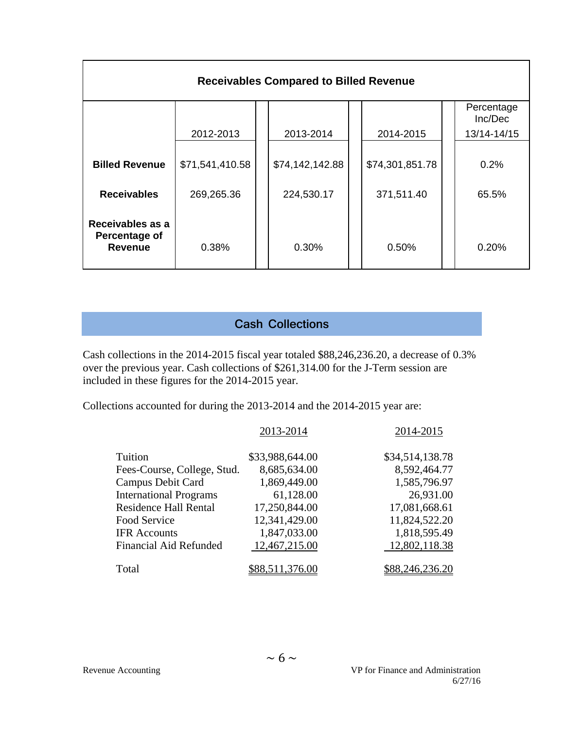| Receivables Compared to Billed Revenue | | | | |
|---|---|---|---|---|
| | 2012-2013 | 2013-2014 | 2014-2015 | Percentage Inc/Dec 13/14-14/15 |
| **Billed Revenue** | $71,541,410.58 | $74,142,142.88 | $74,301,851.78 | 0.2% |
| **Receivables** | 269,265.36 | 224,530.17 | 371,511.40 | 65.5% |
| **Receivables as a Percentage of Revenue** | 0.38% | 0.30% | 0.50% | 0.20% |

## Cash Collections

Cash collections in the 2014-2015 fiscal year totaled $88,246,236.20, a decrease of 0.3% over the previous year. Cash collections of $261,314.00 for the J-Term session are included in these figures for the 2014-2015 year.

Collections accounted for during the 2013-2014 and the 2014-2015 year are:

| | 2013-2014 | 2014-2015 |
|---|---|---|
| Tuition | $33,988,644.00 | $34,514,138.78 |
| Fees-Course, College, Stud. | 8,685,634.00 | 8,592,464.77 |
| Campus Debit Card | 1,869,449.00 | 1,585,796.97 |
| International Programs | 61,128.00 | 26,931.00 |
| Residence Hall Rental | 17,250,844.00 | 17,081,668.61 |
| Food Service | 12,341,429.00 | 11,824,522.20 |
| IFR Accounts | 1,847,033.00 | 1,818,595.49 |
| Financial Aid Refunded | 12,467,215.00 | 12,802,118.38 |
| Total | $88,511,376.00 | $88,246,236.20 |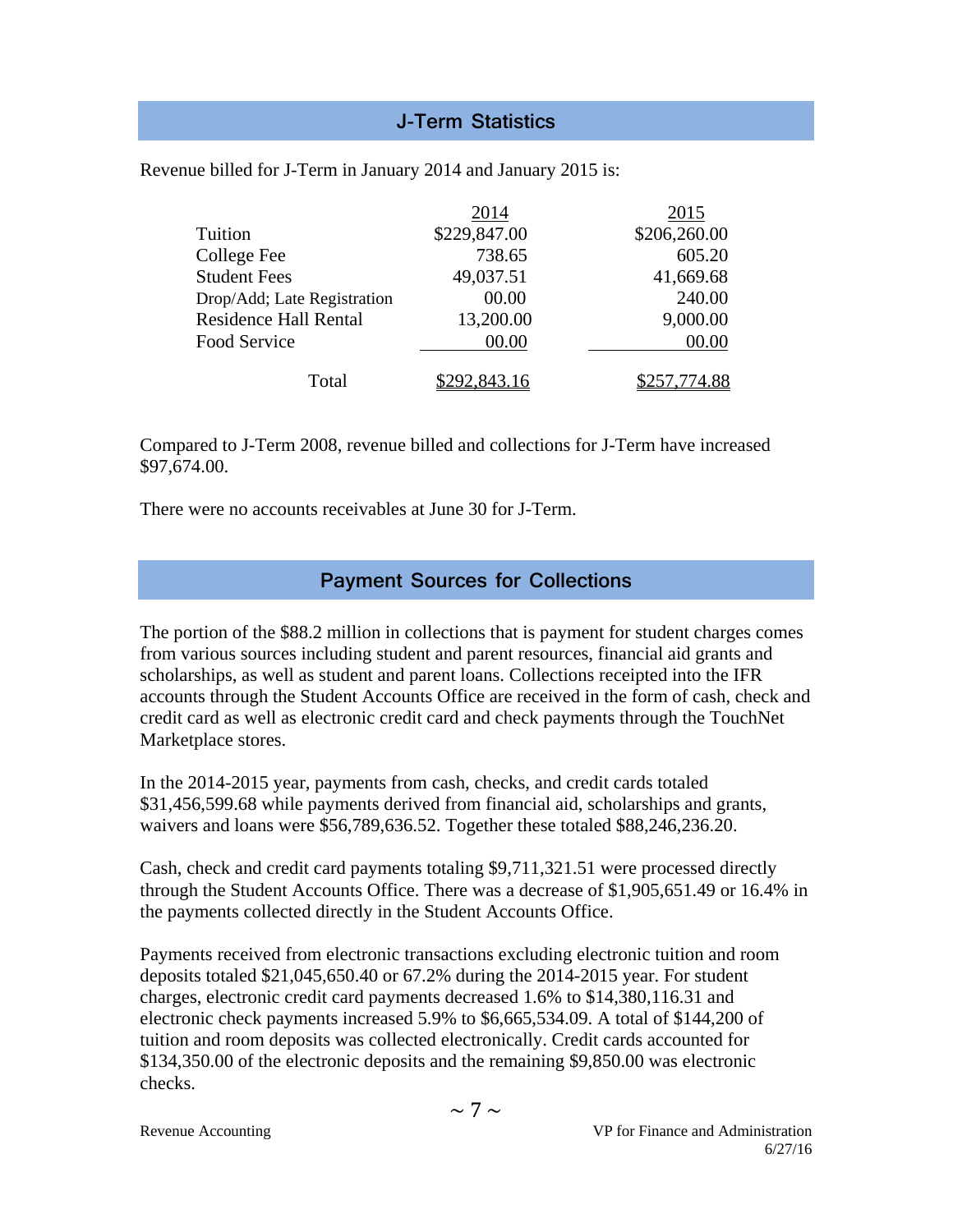## J-Term Statistics

Revenue billed for J-Term in January 2014 and January 2015 is:

| | 2014 | 2015 |
|---|---|---|
| Tuition | $229,847.00 | $206,260.00 |
| College Fee | 738.65 | 605.20 |
| Student Fees | 49,037.51 | 41,669.68 |
| Drop/Add; Late Registration | 00.00 | 240.00 |
| Residence Hall Rental | 13,200.00 | 9,000.00 |
| Food Service | 00.00 | 00.00 |
| Total | $292,843.16 | $257,774.88 |

Compared to J-Term 2008, revenue billed and collections for J-Term have increased $97,674.00.

There were no accounts receivables at June 30 for J-Term.

## Payment Sources for Collections

The portion of the $88.2 million in collections that is payment for student charges comes from various sources including student and parent resources, financial aid grants and scholarships, as well as student and parent loans. Collections receipted into the IFR accounts through the Student Accounts Office are received in the form of cash, check and credit card as well as electronic credit card and check payments through the TouchNet Marketplace stores.

In the 2014-2015 year, payments from cash, checks, and credit cards totaled $31,456,599.68 while payments derived from financial aid, scholarships and grants, waivers and loans were $56,789,636.52. Together these totaled $88,246,236.20.

Cash, check and credit card payments totaling $9,711,321.51 were processed directly through the Student Accounts Office. There was a decrease of $1,905,651.49 or 16.4% in the payments collected directly in the Student Accounts Office.

Payments received from electronic transactions excluding electronic tuition and room deposits totaled $21,045,650.40 or 67.2% during the 2014-2015 year. For student charges, electronic credit card payments decreased 1.6% to $14,380,116.31 and electronic check payments increased 5.9% to $6,665,534.09. A total of $144,200 of tuition and room deposits was collected electronically. Credit cards accounted for $134,350.00 of the electronic deposits and the remaining $9,850.00 was electronic checks.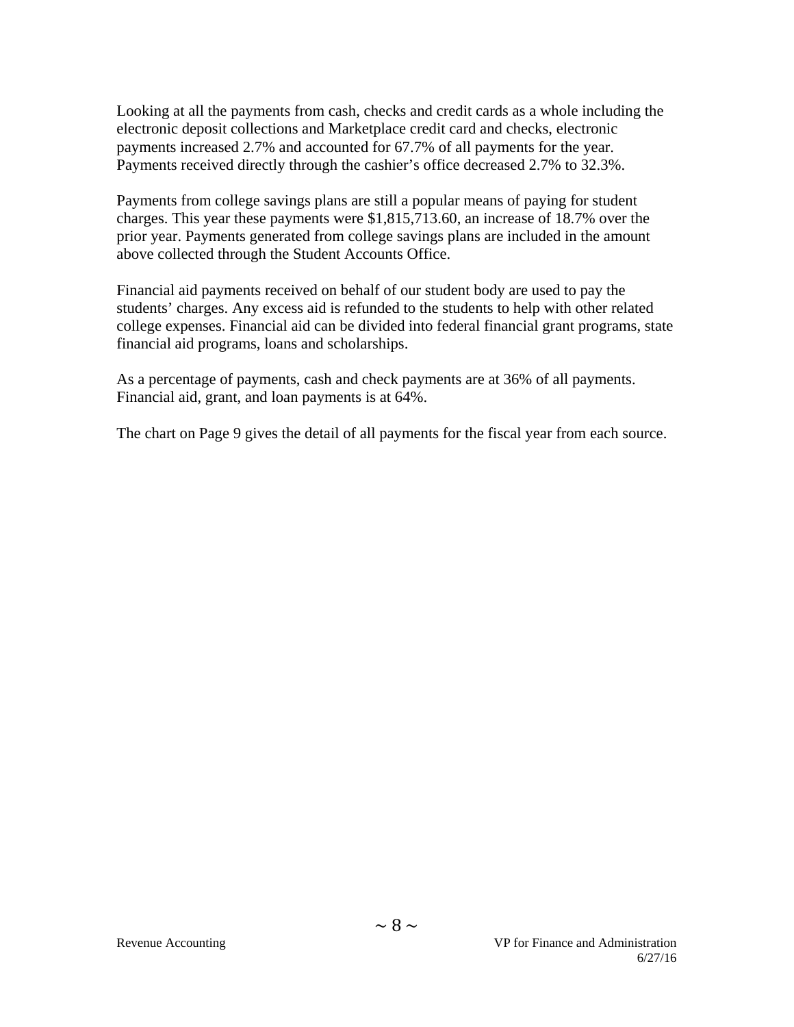Looking at all the payments from cash, checks and credit cards as a whole including the electronic deposit collections and Marketplace credit card and checks, electronic payments increased 2.7% and accounted for 67.7% of all payments for the year. Payments received directly through the cashier's office decreased 2.7% to 32.3%.

Payments from college savings plans are still a popular means of paying for student charges. This year these payments were $1,815,713.60, an increase of 18.7% over the prior year. Payments generated from college savings plans are included in the amount above collected through the Student Accounts Office.

Financial aid payments received on behalf of our student body are used to pay the students' charges. Any excess aid is refunded to the students to help with other related college expenses. Financial aid can be divided into federal financial grant programs, state financial aid programs, loans and scholarships.

As a percentage of payments, cash and check payments are at 36% of all payments. Financial aid, grant, and loan payments is at 64%.

The chart on Page 9 gives the detail of all payments for the fiscal year from each source.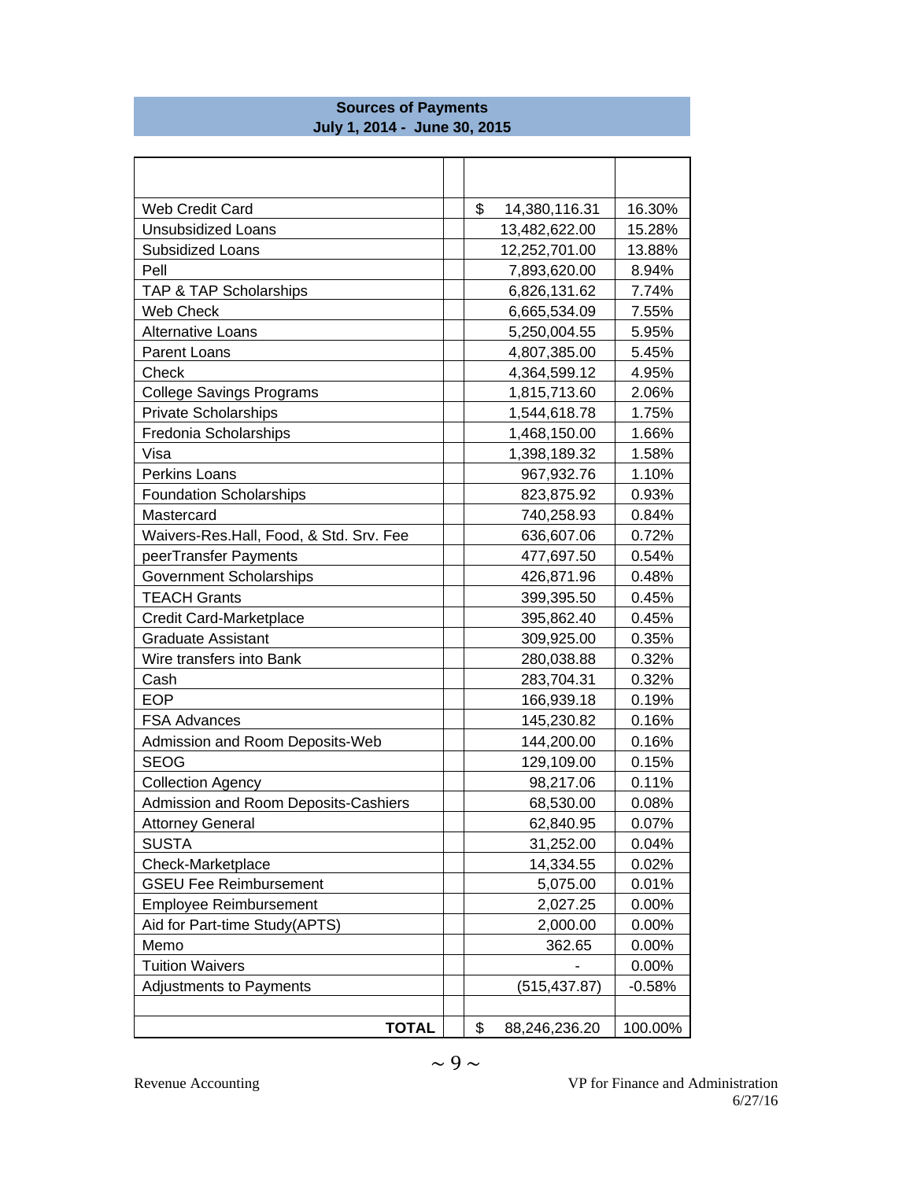## Sources of Payments
## July 1, 2014 - June 30, 2015

| | | | |
|---|---|---|---|
| Web Credit Card | | $ 14,380,116.31 | 16.30% |
| Unsubsidized Loans | | 13,482,622.00 | 15.28% |
| Subsidized Loans | | 12,252,701.00 | 13.88% |
| Pell | | 7,893,620.00 | 8.94% |
| TAP & TAP Scholarships | | 6,826,131.62 | 7.74% |
| Web Check | | 6,665,534.09 | 7.55% |
| Alternative Loans | | 5,250,004.55 | 5.95% |
| Parent Loans | | 4,807,385.00 | 5.45% |
| Check | | 4,364,599.12 | 4.95% |
| College Savings Programs | | 1,815,713.60 | 2.06% |
| Private Scholarships | | 1,544,618.78 | 1.75% |
| Fredonia Scholarships | | 1,468,150.00 | 1.66% |
| Visa | | 1,398,189.32 | 1.58% |
| Perkins Loans | | 967,932.76 | 1.10% |
| Foundation Scholarships | | 823,875.92 | 0.93% |
| Mastercard | | 740,258.93 | 0.84% |
| Waivers-Res.Hall, Food, & Std. Srv. Fee | | 636,607.06 | 0.72% |
| peerTransfer Payments | | 477,697.50 | 0.54% |
| Government Scholarships | | 426,871.96 | 0.48% |
| TEACH Grants | | 399,395.50 | 0.45% |
| Credit Card-Marketplace | | 395,862.40 | 0.45% |
| Graduate Assistant | | 309,925.00 | 0.35% |
| Wire transfers into Bank | | 280,038.88 | 0.32% |
| Cash | | 283,704.31 | 0.32% |
| EOP | | 166,939.18 | 0.19% |
| FSA Advances | | 145,230.82 | 0.16% |
| Admission and Room Deposits-Web | | 144,200.00 | 0.16% |
| SEOG | | 129,109.00 | 0.15% |
| Collection Agency | | 98,217.06 | 0.11% |
| Admission and Room Deposits-Cashiers | | 68,530.00 | 0.08% |
| Attorney General | | 62,840.95 | 0.07% |
| SUSTA | | 31,252.00 | 0.04% |
| Check-Marketplace | | 14,334.55 | 0.02% |
| GSEU Fee Reimbursement | | 5,075.00 | 0.01% |
| Employee Reimbursement | | 2,027.25 | 0.00% |
| Aid for Part-time Study(APTS) | | 2,000.00 | 0.00% |
| Memo | | 362.65 | 0.00% |
| Tuition Waivers | | - | 0.00% |
| Adjustments to Payments | | (515,437.87) | -0.58% |
| | | | |
| **TOTAL** | | $ 88,246,236.20 | 100.00% |

Revenue Accounting

VP for Finance and Administration
6/27/16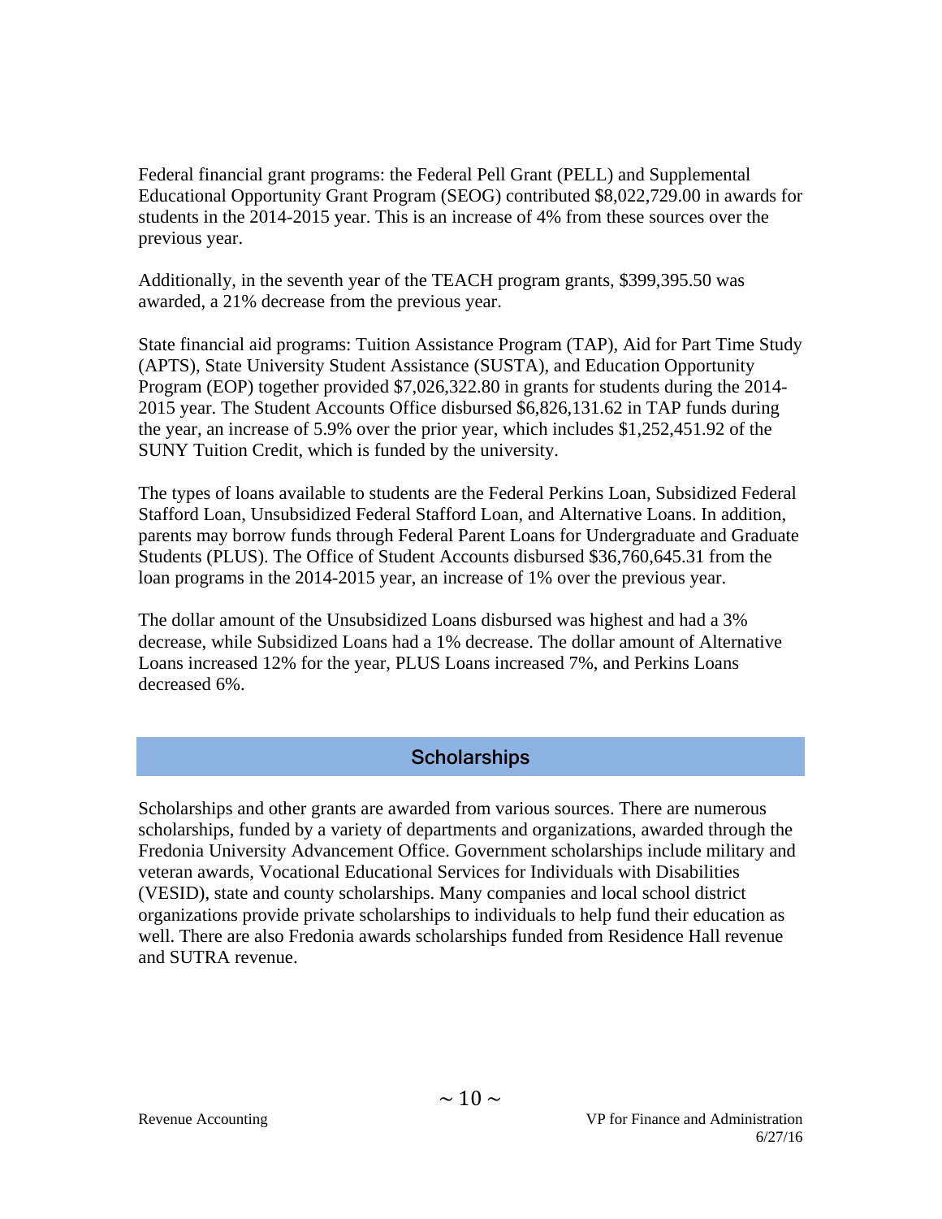Federal financial grant programs: the Federal Pell Grant (PELL) and Supplemental Educational Opportunity Grant Program (SEOG) contributed $8,022,729.00 in awards for students in the 2014-2015 year. This is an increase of 4% from these sources over the previous year.

Additionally, in the seventh year of the TEACH program grants, $399,395.50 was awarded, a 21% decrease from the previous year.

State financial aid programs: Tuition Assistance Program (TAP), Aid for Part Time Study (APTS), State University Student Assistance (SUSTA), and Education Opportunity Program (EOP) together provided $7,026,322.80 in grants for students during the 2014-2015 year. The Student Accounts Office disbursed $6,826,131.62 in TAP funds during the year, an increase of 5.9% over the prior year, which includes $1,252,451.92 of the SUNY Tuition Credit, which is funded by the university.

The types of loans available to students are the Federal Perkins Loan, Subsidized Federal Stafford Loan, Unsubsidized Federal Stafford Loan, and Alternative Loans. In addition, parents may borrow funds through Federal Parent Loans for Undergraduate and Graduate Students (PLUS). The Office of Student Accounts disbursed $36,760,645.31 from the loan programs in the 2014-2015 year, an increase of 1% over the previous year.

The dollar amount of the Unsubsidized Loans disbursed was highest and had a 3% decrease, while Subsidized Loans had a 1% decrease. The dollar amount of Alternative Loans increased 12% for the year, PLUS Loans increased 7%, and Perkins Loans decreased 6%.

## Scholarships

Scholarships and other grants are awarded from various sources. There are numerous scholarships, funded by a variety of departments and organizations, awarded through the Fredonia University Advancement Office. Government scholarships include military and veteran awards, Vocational Educational Services for Individuals with Disabilities (VESID), state and county scholarships. Many companies and local school district organizations provide private scholarships to individuals to help fund their education as well. There are also Fredonia awards scholarships funded from Residence Hall revenue and SUTRA revenue.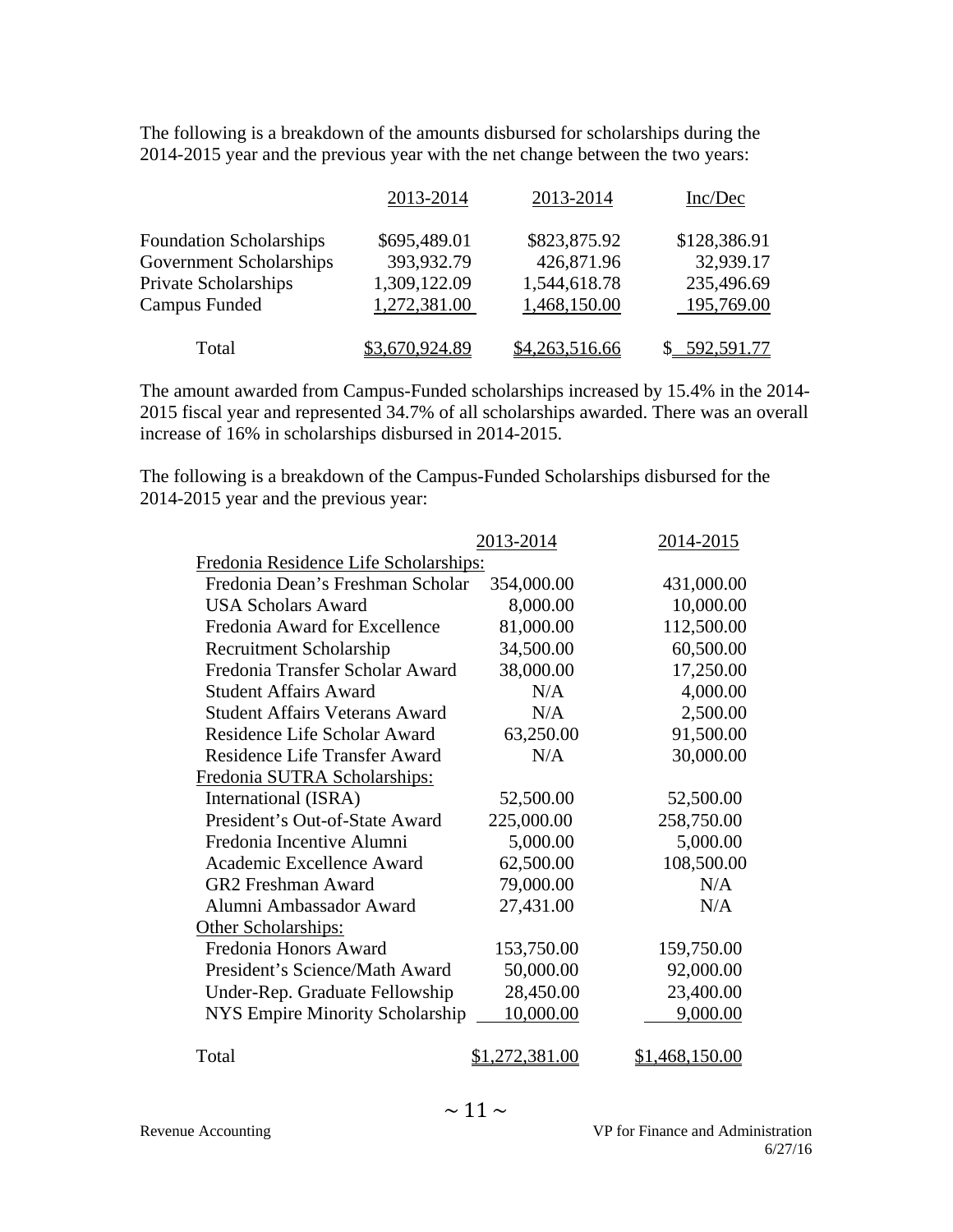The following is a breakdown of the amounts disbursed for scholarships during the 2014-2015 year and the previous year with the net change between the two years:

| | 2013-2014 | 2013-2014 | Inc/Dec |
|---|---|---|---|
| Foundation Scholarships | $695,489.01 | $823,875.92 | $128,386.91 |
| Government Scholarships | 393,932.79 | 426,871.96 | 32,939.17 |
| Private Scholarships | 1,309,122.09 | 1,544,618.78 | 235,496.69 |
| Campus Funded | 1,272,381.00 | 1,468,150.00 | 195,769.00 |
| Total | $3,670,924.89 | $4,263,516.66 | $ 592,591.77 |

The amount awarded from Campus-Funded scholarships increased by 15.4% in the 2014-2015 fiscal year and represented 34.7% of all scholarships awarded. There was an overall increase of 16% in scholarships disbursed in 2014-2015.

The following is a breakdown of the Campus-Funded Scholarships disbursed for the 2014-2015 year and the previous year:

| | 2013-2014 | 2014-2015 |
|---|---|---|
| Fredonia Residence Life Scholarships: | | |
| Fredonia Dean's Freshman Scholar | 354,000.00 | 431,000.00 |
| USA Scholars Award | 8,000.00 | 10,000.00 |
| Fredonia Award for Excellence | 81,000.00 | 112,500.00 |
| Recruitment Scholarship | 34,500.00 | 60,500.00 |
| Fredonia Transfer Scholar Award | 38,000.00 | 17,250.00 |
| Student Affairs Award | N/A | 4,000.00 |
| Student Affairs Veterans Award | N/A | 2,500.00 |
| Residence Life Scholar Award | 63,250.00 | 91,500.00 |
| Residence Life Transfer Award | N/A | 30,000.00 |
| Fredonia SUTRA Scholarships: | | |
| International (ISRA) | 52,500.00 | 52,500.00 |
| President's Out-of-State Award | 225,000.00 | 258,750.00 |
| Fredonia Incentive Alumni | 5,000.00 | 5,000.00 |
| Academic Excellence Award | 62,500.00 | 108,500.00 |
| GR2 Freshman Award | 79,000.00 | N/A |
| Alumni Ambassador Award | 27,431.00 | N/A |
| Other Scholarships: | | |
| Fredonia Honors Award | 153,750.00 | 159,750.00 |
| President's Science/Math Award | 50,000.00 | 92,000.00 |
| Under-Rep. Graduate Fellowship | 28,450.00 | 23,400.00 |
| NYS Empire Minority Scholarship | 10,000.00 | 9,000.00 |
| Total | $1,272,381.00 | $1,468,150.00 |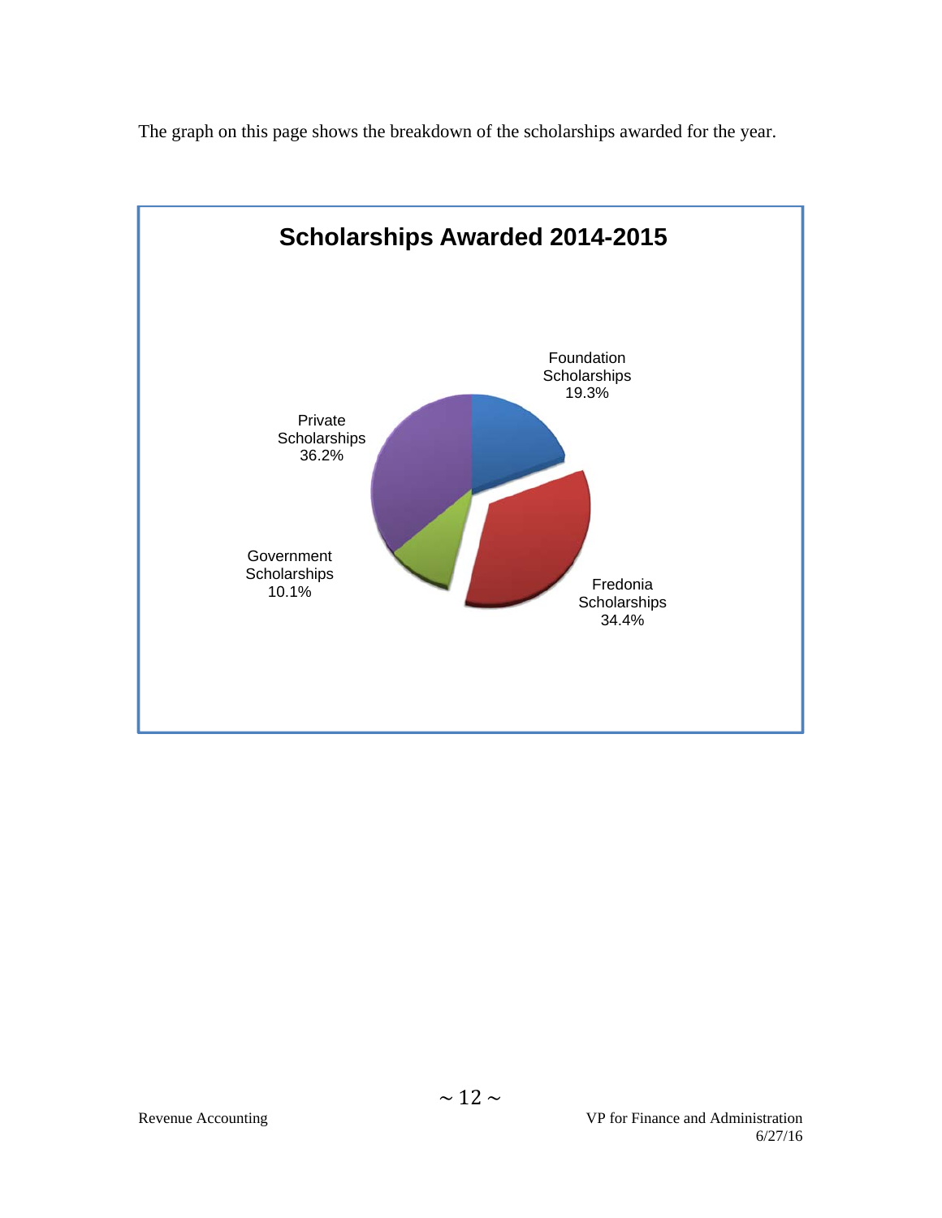The graph on this page shows the breakdown of the scholarships awarded for the year.

**Scholarships Awarded 2014-2015**

| Category | Percentage |
|---|---|
| Foundation Scholarships | 19.3% |
| Fredonia Scholarships | 34.4% |
| Government Scholarships | 10.1% |
| Private Scholarships | 36.2% |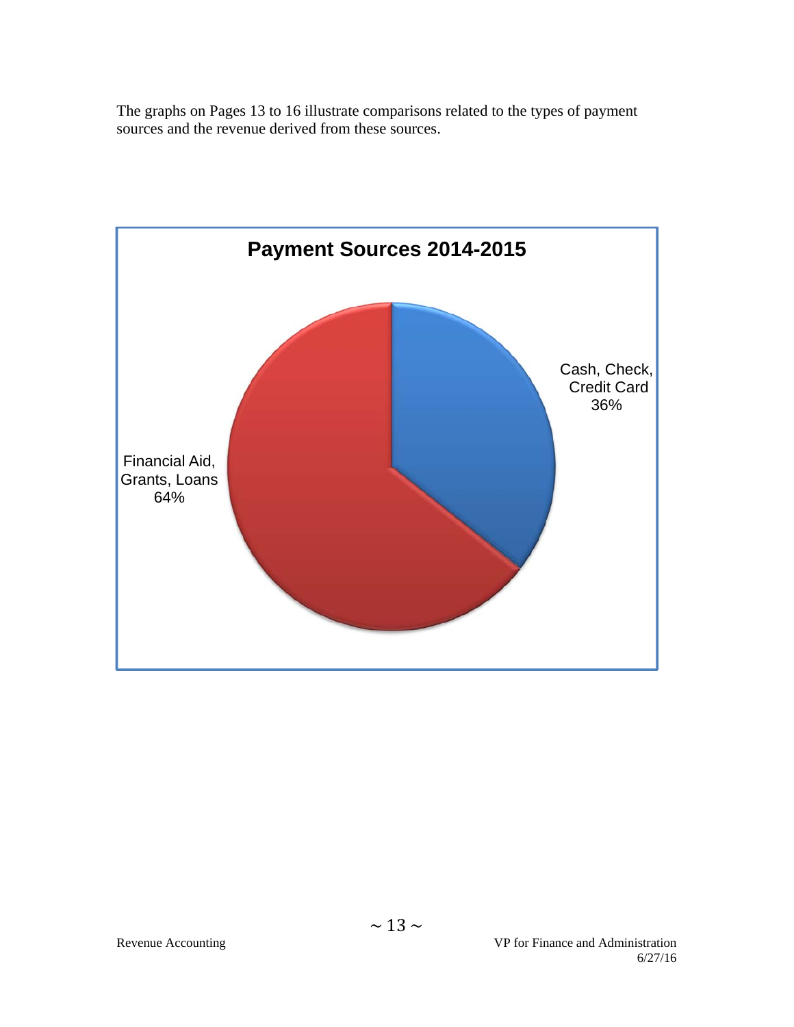The graphs on Pages 13 to 16 illustrate comparisons related to the types of payment sources and the revenue derived from these sources.

**Payment Sources 2014-2015**

Cash, Check, Credit Card 36%

Financial Aid, Grants, Loans 64%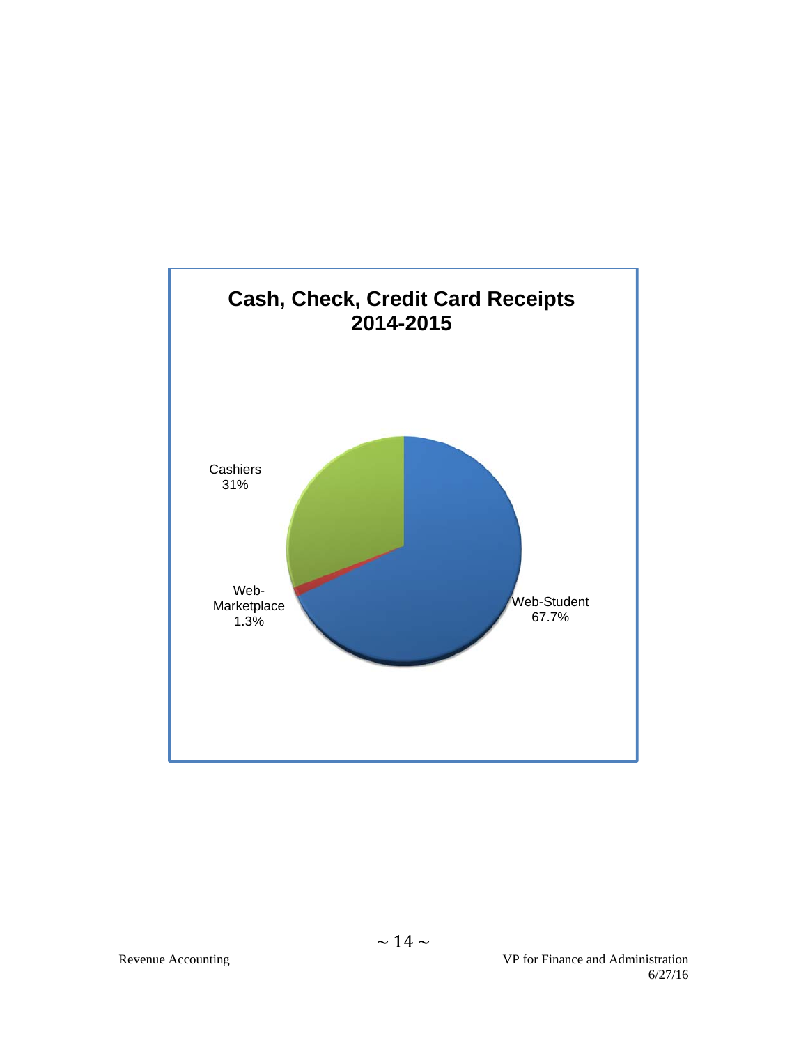## Cash, Check, Credit Card Receipts 2014-2015

Cashiers 31%

Web-Marketplace 1.3%

Web-Student 67.7%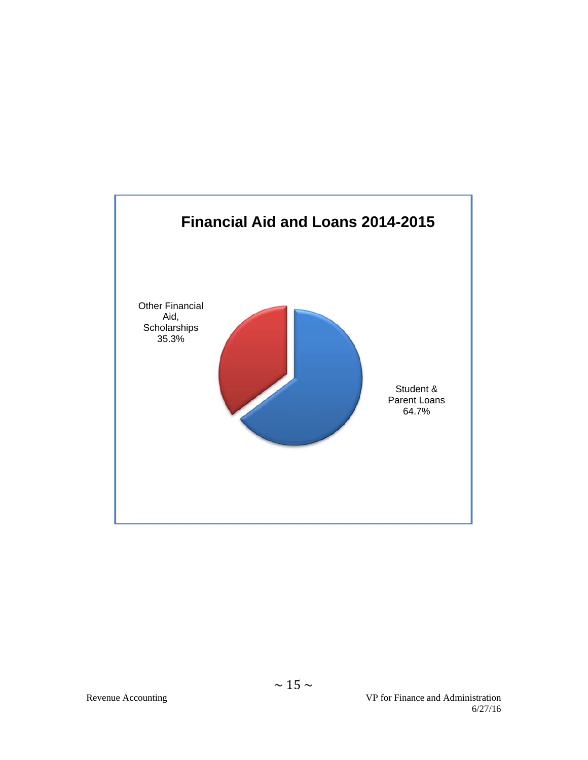## Financial Aid and Loans 2014-2015

Other Financial Aid, Scholarships 35.3%

Student & Parent Loans 64.7%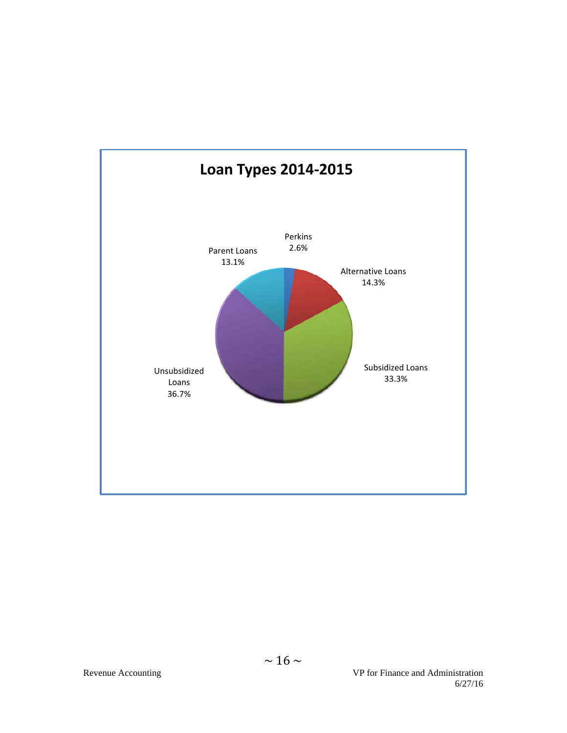## Loan Types 2014-2015

Perkins 2.6%

Alternative Loans 14.3%

Subsidized Loans 33.3%

Unsubsidized Loans 36.7%

Parent Loans 13.1%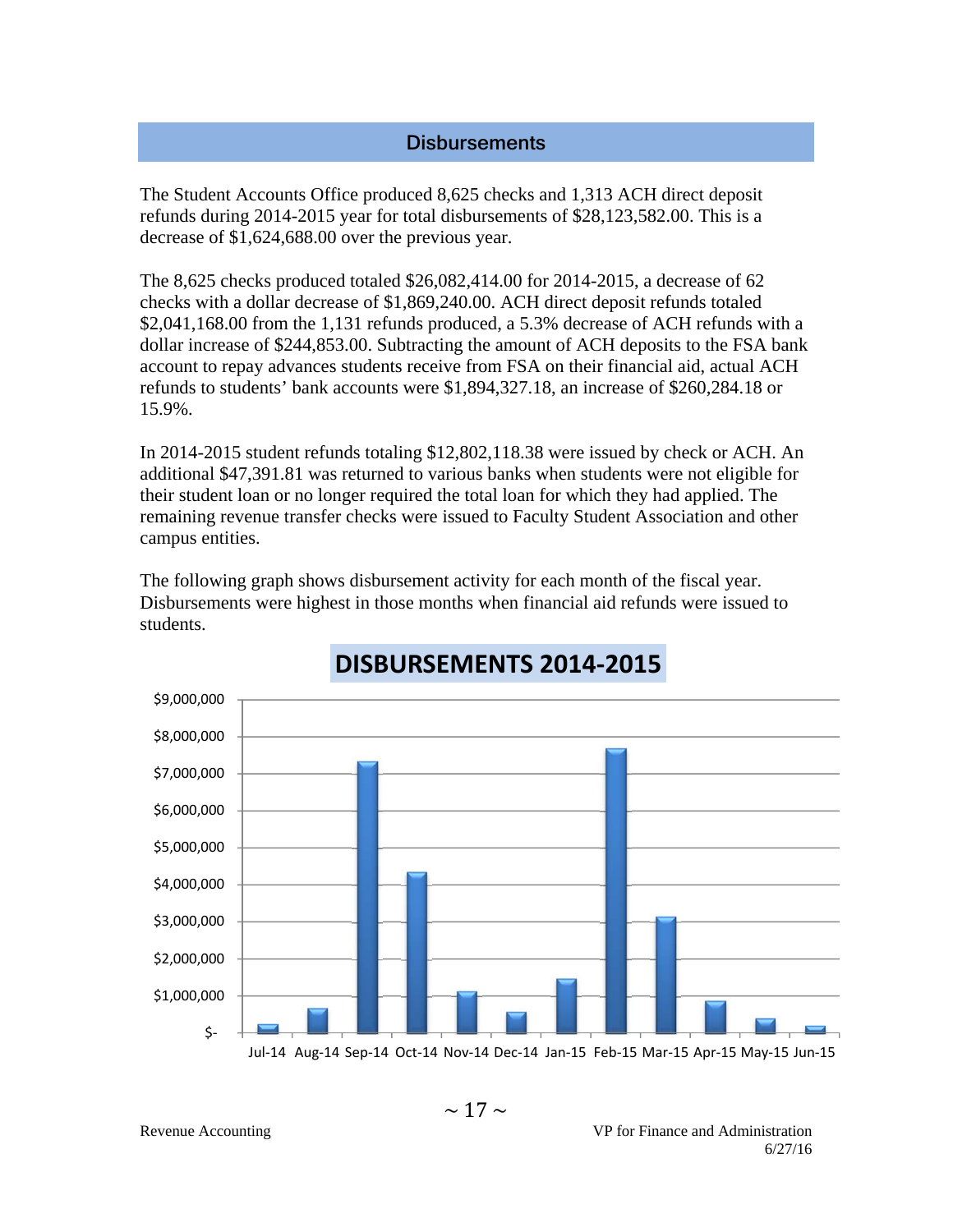## Disbursements

The Student Accounts Office produced 8,625 checks and 1,313 ACH direct deposit refunds during 2014-2015 year for total disbursements of $28,123,582.00. This is a decrease of $1,624,688.00 over the previous year.

The 8,625 checks produced totaled $26,082,414.00 for 2014-2015, a decrease of 62 checks with a dollar decrease of $1,869,240.00. ACH direct deposit refunds totaled $2,041,168.00 from the 1,131 refunds produced, a 5.3% decrease of ACH refunds with a dollar increase of $244,853.00. Subtracting the amount of ACH deposits to the FSA bank account to repay advances students receive from FSA on their financial aid, actual ACH refunds to students' bank accounts were $1,894,327.18, an increase of $260,284.18 or 15.9%.

In 2014-2015 student refunds totaling $12,802,118.38 were issued by check or ACH. An additional $47,391.81 was returned to various banks when students were not eligible for their student loan or no longer required the total loan for which they had applied. The remaining revenue transfer checks were issued to Faculty Student Association and other campus entities.

The following graph shows disbursement activity for each month of the fiscal year. Disbursements were highest in those months when financial aid refunds were issued to students.

**DISBURSEMENTS 2014-2015**

$9,000,000
$8,000,000
$7,000,000
$6,000,000
$5,000,000
$4,000,000
$3,000,000
$2,000,000
$1,000,000
$-

Jul-14 Aug-14 Sep-14 Oct-14 Nov-14 Dec-14 Jan-15 Feb-15 Mar-15 Apr-15 May-15 Jun-15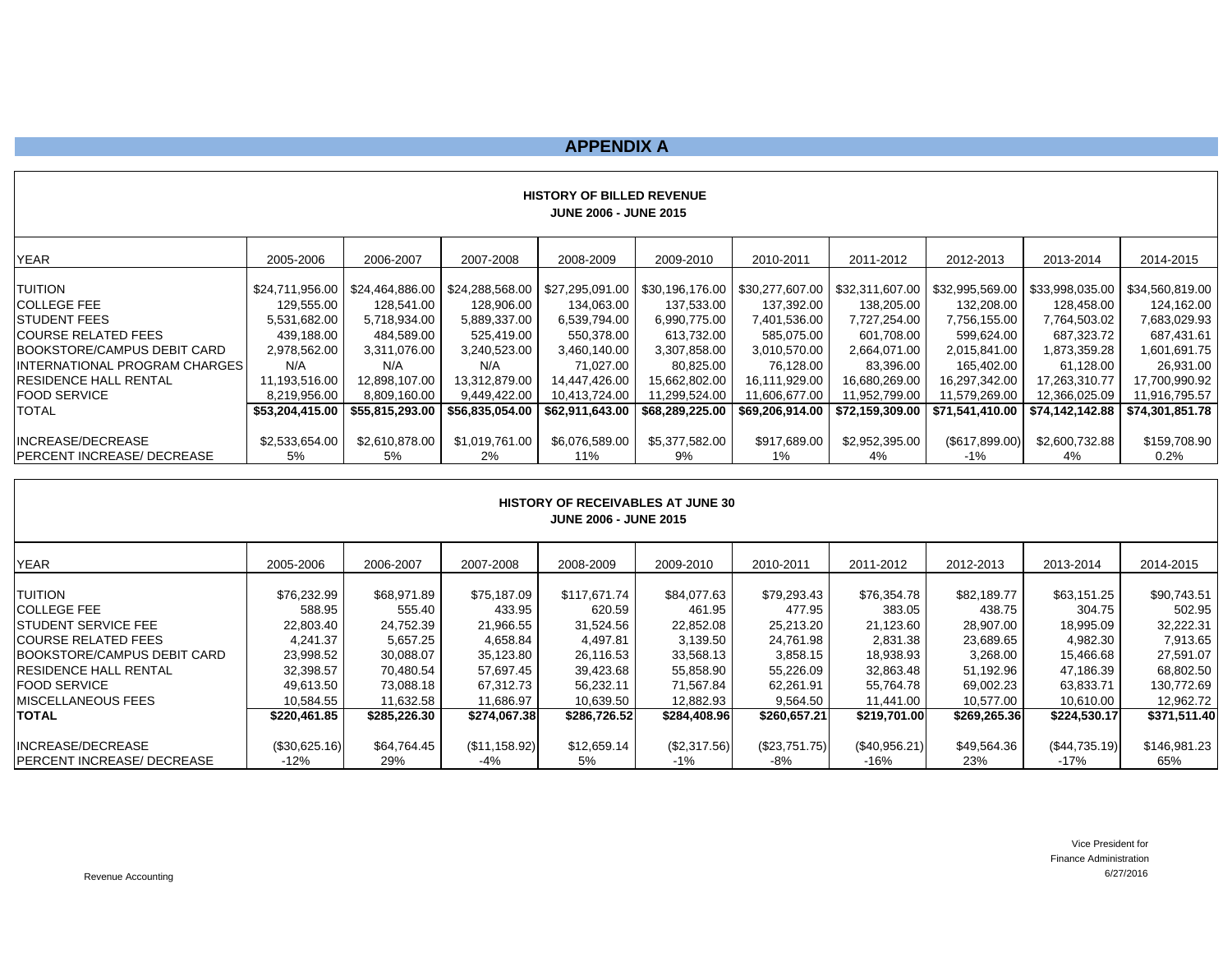# APPENDIX A

**HISTORY OF BILLED REVENUE**
**JUNE 2006 - JUNE 2015**

| YEAR | 2005-2006 | 2006-2007 | 2007-2008 | 2008-2009 | 2009-2010 | 2010-2011 | 2011-2012 | 2012-2013 | 2013-2014 | 2014-2015 |
|---|---|---|---|---|---|---|---|---|---|---|
| TUITION | $24,711,956.00 | $24,464,886.00 | $24,288,568.00 | $27,295,091.00 | $30,196,176.00 | $30,277,607.00 | $32,311,607.00 | $32,995,569.00 | $33,998,035.00 | $34,560,819.00 |
| COLLEGE FEE | 129,555.00 | 128,541.00 | 128,906.00 | 134,063.00 | 137,533.00 | 137,392.00 | 138,205.00 | 132,208.00 | 128,458.00 | 124,162.00 |
| STUDENT FEES | 5,531,682.00 | 5,718,934.00 | 5,889,337.00 | 6,539,794.00 | 6,990,775.00 | 7,401,536.00 | 7,727,254.00 | 7,756,155.00 | 7,764,503.02 | 7,683,029.93 |
| COURSE RELATED FEES | 439,188.00 | 484,589.00 | 525,419.00 | 550,378.00 | 613,732.00 | 585,075.00 | 601,708.00 | 599,624.00 | 687,323.72 | 687,431.61 |
| BOOKSTORE/CAMPUS DEBIT CARD | 2,978,562.00 | 3,311,076.00 | 3,240,523.00 | 3,460,140.00 | 3,307,858.00 | 3,010,570.00 | 2,664,071.00 | 2,015,841.00 | 1,873,359.28 | 1,601,691.75 |
| INTERNATIONAL PROGRAM CHARGES | N/A | N/A | N/A | 71,027.00 | 80,825.00 | 76,128.00 | 83,396.00 | 165,402.00 | 61,128.00 | 26,931.00 |
| RESIDENCE HALL RENTAL | 11,193,516.00 | 12,898,107.00 | 13,312,879.00 | 14,447,426.00 | 15,662,802.00 | 16,111,929.00 | 16,680,269.00 | 16,297,342.00 | 17,263,310.77 | 17,700,990.92 |
| FOOD SERVICE | 8,219,956.00 | 8,809,160.00 | 9,449,422.00 | 10,413,724.00 | 11,299,524.00 | 11,606,677.00 | 11,952,799.00 | 11,579,269.00 | 12,366,025.09 | 11,916,795.57 |
| **TOTAL** | **$53,204,415.00** | **$55,815,293.00** | **$56,835,054.00** | **$62,911,643.00** | **$68,289,225.00** | **$69,206,914.00** | **$72,159,309.00** | **$71,541,410.00** | **$74,142,142.88** | **$74,301,851.78** |
| INCREASE/DECREASE | $2,533,654.00 | $2,610,878.00 | $1,019,761.00 | $6,076,589.00 | $5,377,582.00 | $917,689.00 | $2,952,395.00 | ($617,899.00) | $2,600,732.88 | $159,708.90 |
| PERCENT INCREASE/ DECREASE | 5% | 5% | 2% | 11% | 9% | 1% | 4% | -1% | 4% | 0.2% |

**HISTORY OF RECEIVABLES AT JUNE 30**
**JUNE 2006 - JUNE 2015**

| YEAR | 2005-2006 | 2006-2007 | 2007-2008 | 2008-2009 | 2009-2010 | 2010-2011 | 2011-2012 | 2012-2013 | 2013-2014 | 2014-2015 |
|---|---|---|---|---|---|---|---|---|---|---|
| TUITION | $76,232.99 | $68,971.89 | $75,187.09 | $117,671.74 | $84,077.63 | $79,293.43 | $76,354.78 | $82,189.77 | $63,151.25 | $90,743.51 |
| COLLEGE FEE | 588.95 | 555.40 | 433.95 | 620.59 | 461.95 | 477.95 | 383.05 | 438.75 | 304.75 | 502.95 |
| STUDENT SERVICE FEE | 22,803.40 | 24,752.39 | 21,966.55 | 31,524.56 | 22,852.08 | 25,213.20 | 21,123.60 | 28,907.00 | 18,995.09 | 32,222.31 |
| COURSE RELATED FEES | 4,241.37 | 5,657.25 | 4,658.84 | 4,497.81 | 3,139.50 | 24,761.98 | 2,831.38 | 23,689.65 | 4,982.30 | 7,913.65 |
| BOOKSTORE/CAMPUS DEBIT CARD | 23,998.52 | 30,088.07 | 35,123.80 | 26,116.53 | 33,568.13 | 3,858.15 | 18,938.93 | 3,268.00 | 15,466.68 | 27,591.07 |
| RESIDENCE HALL RENTAL | 32,398.57 | 70,480.54 | 57,697.45 | 39,423.68 | 55,858.90 | 55,226.09 | 32,863.48 | 51,192.96 | 47,186.39 | 68,802.50 |
| FOOD SERVICE | 49,613.50 | 73,088.18 | 67,312.73 | 56,232.11 | 71,567.84 | 62,261.91 | 55,764.78 | 69,002.23 | 63,833.71 | 130,772.69 |
| MISCELLANEOUS FEES | 10,584.55 | 11,632.58 | 11,686.97 | 10,639.50 | 12,882.93 | 9,564.50 | 11,441.00 | 10,577.00 | 10,610.00 | 12,962.72 |
| **TOTAL** | **$220,461.85** | **$285,226.30** | **$274,067.38** | **$286,726.52** | **$284,408.96** | **$260,657.21** | **$219,701.00** | **$269,265.36** | **$224,530.17** | **$371,511.40** |
| INCREASE/DECREASE | ($30,625.16) | $64,764.45 | ($11,158.92) | $12,659.14 | ($2,317.56) | ($23,751.75) | ($40,956.21) | $49,564.36 | ($44,735.19) | $146,981.23 |
| PERCENT INCREASE/ DECREASE | -12% | 29% | -4% | 5% | -1% | -8% | -16% | 23% | -17% | 65% |

Revenue Accounting

Vice President for
Finance Administration
6/27/2016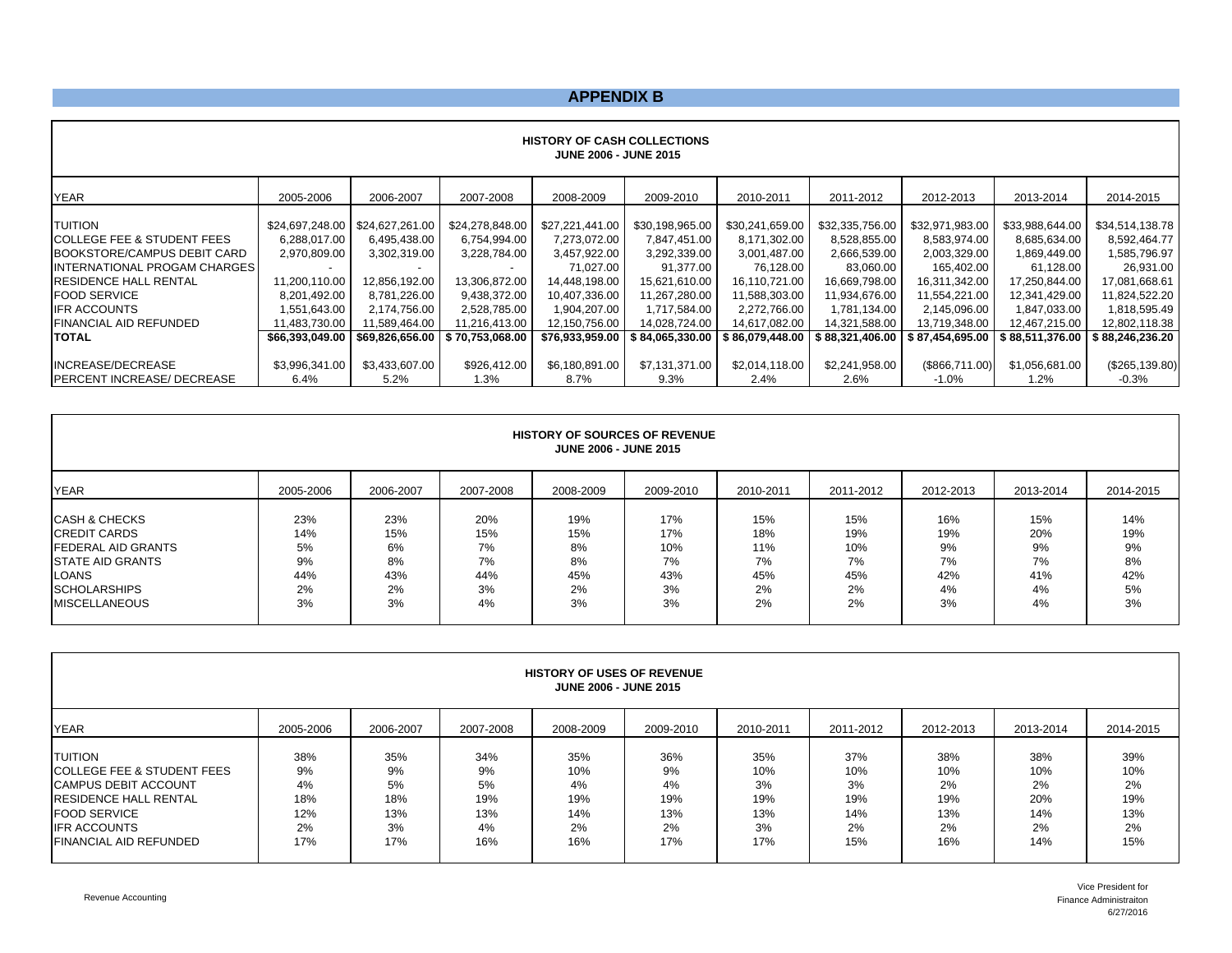# APPENDIX B

**HISTORY OF CASH COLLECTIONS**
**JUNE 2006 - JUNE 2015**

| YEAR | 2005-2006 | 2006-2007 | 2007-2008 | 2008-2009 | 2009-2010 | 2010-2011 | 2011-2012 | 2012-2013 | 2013-2014 | 2014-2015 |
|---|---|---|---|---|---|---|---|---|---|---|
| TUITION | $24,697,248.00 | $24,627,261.00 | $24,278,848.00 | $27,221,441.00 | $30,198,965.00 | $30,241,659.00 | $32,335,756.00 | $32,971,983.00 | $33,988,644.00 | $34,514,138.78 |
| COLLEGE FEE & STUDENT FEES | 6,288,017.00 | 6,495,438.00 | 6,754,994.00 | 7,273,072.00 | 7,847,451.00 | 8,171,302.00 | 8,528,855.00 | 8,583,974.00 | 8,685,634.00 | 8,592,464.77 |
| BOOKSTORE/CAMPUS DEBIT CARD | 2,970,809.00 | 3,302,319.00 | 3,228,784.00 | 3,457,922.00 | 3,292,339.00 | 3,001,487.00 | 2,666,539.00 | 2,003,329.00 | 1,869,449.00 | 1,585,796.97 |
| INTERNATIONAL PROGAM CHARGES | - | - | - | 71,027.00 | 91,377.00 | 76,128.00 | 83,060.00 | 165,402.00 | 61,128.00 | 26,931.00 |
| RESIDENCE HALL RENTAL | 11,200,110.00 | 12,856,192.00 | 13,306,872.00 | 14,448,198.00 | 15,621,610.00 | 16,110,721.00 | 16,669,798.00 | 16,311,342.00 | 17,250,844.00 | 17,081,668.61 |
| FOOD SERVICE | 8,201,492.00 | 8,781,226.00 | 9,438,372.00 | 10,407,336.00 | 11,267,280.00 | 11,588,303.00 | 11,934,676.00 | 11,554,221.00 | 12,341,429.00 | 11,824,522.20 |
| IFR ACCOUNTS | 1,551,643.00 | 2,174,756.00 | 2,528,785.00 | 1,904,207.00 | 1,717,584.00 | 2,272,766.00 | 1,781,134.00 | 2,145,096.00 | 1,847,033.00 | 1,818,595.49 |
| FINANCIAL AID REFUNDED | 11,483,730.00 | 11,589,464.00 | 11,216,413.00 | 12,150,756.00 | 14,028,724.00 | 14,617,082.00 | 14,321,588.00 | 13,719,348.00 | 12,467,215.00 | 12,802,118.38 |
| **TOTAL** | **$66,393,049.00** | **$69,826,656.00** | **$ 70,753,068.00** | **$76,933,959.00** | **$ 84,065,330.00** | **$ 86,079,448.00** | **$ 88,321,406.00** | **$ 87,454,695.00** | **$ 88,511,376.00** | **$ 88,246,236.20** |
| INCREASE/DECREASE | $3,996,341.00 | $3,433,607.00 | $926,412.00 | $6,180,891.00 | $7,131,371.00 | $2,014,118.00 | $2,241,958.00 | ($866,711.00) | $1,056,681.00 | ($265,139.80) |
| PERCENT INCREASE/ DECREASE | 6.4% | 5.2% | 1.3% | 8.7% | 9.3% | 2.4% | 2.6% | -1.0% | 1.2% | -0.3% |

**HISTORY OF SOURCES OF REVENUE**
**JUNE 2006 - JUNE 2015**

| YEAR | 2005-2006 | 2006-2007 | 2007-2008 | 2008-2009 | 2009-2010 | 2010-2011 | 2011-2012 | 2012-2013 | 2013-2014 | 2014-2015 |
|---|---|---|---|---|---|---|---|---|---|---|
| CASH & CHECKS | 23% | 23% | 20% | 19% | 17% | 15% | 15% | 16% | 15% | 14% |
| CREDIT CARDS | 14% | 15% | 15% | 15% | 17% | 18% | 19% | 19% | 20% | 19% |
| FEDERAL AID GRANTS | 5% | 6% | 7% | 8% | 10% | 11% | 10% | 9% | 9% | 9% |
| STATE AID GRANTS | 9% | 8% | 7% | 8% | 7% | 7% | 7% | 7% | 7% | 8% |
| LOANS | 44% | 43% | 44% | 45% | 43% | 45% | 45% | 42% | 41% | 42% |
| SCHOLARSHIPS | 2% | 2% | 3% | 2% | 3% | 2% | 2% | 4% | 4% | 5% |
| MISCELLANEOUS | 3% | 3% | 4% | 3% | 3% | 2% | 2% | 3% | 4% | 3% |

**HISTORY OF USES OF REVENUE**
**JUNE 2006 - JUNE 2015**

| YEAR | 2005-2006 | 2006-2007 | 2007-2008 | 2008-2009 | 2009-2010 | 2010-2011 | 2011-2012 | 2012-2013 | 2013-2014 | 2014-2015 |
|---|---|---|---|---|---|---|---|---|---|---|
| TUITION | 38% | 35% | 34% | 35% | 36% | 35% | 37% | 38% | 38% | 39% |
| COLLEGE FEE & STUDENT FEES | 9% | 9% | 9% | 10% | 9% | 10% | 10% | 10% | 10% | 10% |
| CAMPUS DEBIT ACCOUNT | 4% | 5% | 5% | 4% | 4% | 3% | 3% | 2% | 2% | 2% |
| RESIDENCE HALL RENTAL | 18% | 18% | 19% | 19% | 19% | 19% | 19% | 19% | 20% | 19% |
| FOOD SERVICE | 12% | 13% | 13% | 14% | 13% | 13% | 14% | 13% | 14% | 13% |
| IFR ACCOUNTS | 2% | 3% | 4% | 2% | 2% | 3% | 2% | 2% | 2% | 2% |
| FINANCIAL AID REFUNDED | 17% | 17% | 16% | 16% | 17% | 17% | 15% | 16% | 14% | 15% |

Revenue Accounting

Vice President for
Finance Administraiton
6/27/2016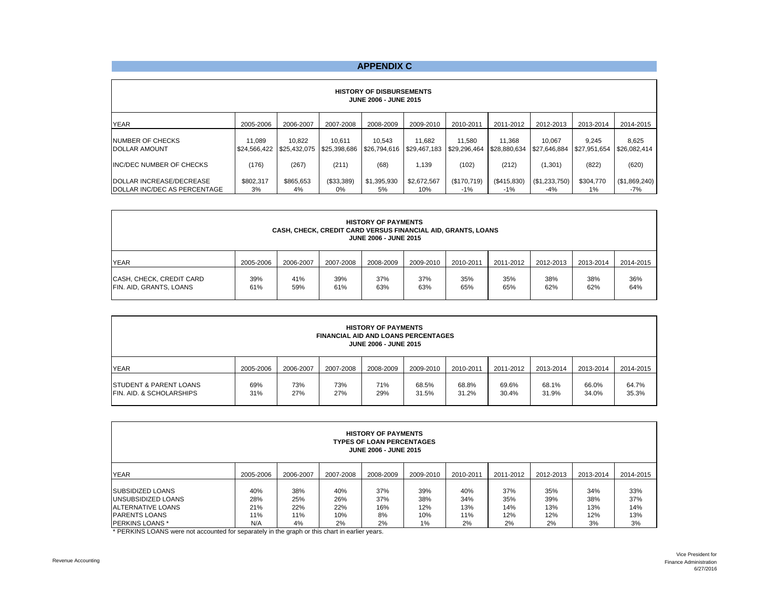# APPENDIX C

**HISTORY OF DISBURSEMENTS**
**JUNE 2006 - JUNE 2015**

| YEAR | 2005-2006 | 2006-2007 | 2007-2008 | 2008-2009 | 2009-2010 | 2010-2011 | 2011-2012 | 2012-2013 | 2013-2014 | 2014-2015 |
|---|---|---|---|---|---|---|---|---|---|---|
| NUMBER OF CHECKS | 11,089 | 10,822 | 10,611 | 10,543 | 11,682 | 11,580 | 11,368 | 10,067 | 9,245 | 8,625 |
| DOLLAR AMOUNT | $24,566,422 | $25,432,075 | $25,398,686 | $26,794,616 | $29,467,183 | $29,296,464 | $28,880,634 | $27,646,884 | $27,951,654 | $26,082,414 |
| INC/DEC NUMBER OF CHECKS | (176) | (267) | (211) | (68) | 1,139 | (102) | (212) | (1,301) | (822) | (620) |
| DOLLAR INCREASE/DECREASE | $802,317 | $865,653 | ($33,389) | $1,395,930 | $2,672,567 | ($170,719) | ($415,830) | ($1,233,750) | $304,770 | ($1,869,240) |
| DOLLAR INC/DEC AS PERCENTAGE | 3% | 4% | 0% | 5% | 10% | -1% | -1% | -4% | 1% | -7% |

**HISTORY OF PAYMENTS**
**CASH, CHECK, CREDIT CARD VERSUS FINANCIAL AID, GRANTS, LOANS**
**JUNE 2006 - JUNE 2015**

| YEAR | 2005-2006 | 2006-2007 | 2007-2008 | 2008-2009 | 2009-2010 | 2010-2011 | 2011-2012 | 2012-2013 | 2013-2014 | 2014-2015 |
|---|---|---|---|---|---|---|---|---|---|---|
| CASH, CHECK, CREDIT CARD | 39% | 41% | 39% | 37% | 37% | 35% | 35% | 38% | 38% | 36% |
| FIN. AID, GRANTS, LOANS | 61% | 59% | 61% | 63% | 63% | 65% | 65% | 62% | 62% | 64% |

**HISTORY OF PAYMENTS**
**FINANCIAL AID AND LOANS PERCENTAGES**
**JUNE 2006 - JUNE 2015**

| YEAR | 2005-2006 | 2006-2007 | 2007-2008 | 2008-2009 | 2009-2010 | 2010-2011 | 2011-2012 | 2013-2014 | 2013-2014 | 2014-2015 |
|---|---|---|---|---|---|---|---|---|---|---|
| STUDENT & PARENT LOANS | 69% | 73% | 73% | 71% | 68.5% | 68.8% | 69.6% | 68.1% | 66.0% | 64.7% |
| FIN. AID. & SCHOLARSHIPS | 31% | 27% | 27% | 29% | 31.5% | 31.2% | 30.4% | 31.9% | 34.0% | 35.3% |

**HISTORY OF PAYMENTS**
**TYPES OF LOAN PERCENTAGES**
**JUNE 2006 - JUNE 2015**

| YEAR | 2005-2006 | 2006-2007 | 2007-2008 | 2008-2009 | 2009-2010 | 2010-2011 | 2011-2012 | 2012-2013 | 2013-2014 | 2014-2015 |
|---|---|---|---|---|---|---|---|---|---|---|
| SUBSIDIZED LOANS | 40% | 38% | 40% | 37% | 39% | 40% | 37% | 35% | 34% | 33% |
| UNSUBSIDIZED LOANS | 28% | 25% | 26% | 37% | 38% | 34% | 35% | 39% | 38% | 37% |
| ALTERNATIVE LOANS | 21% | 22% | 22% | 16% | 12% | 13% | 14% | 13% | 13% | 14% |
| PARENTS LOANS | 11% | 11% | 10% | 8% | 10% | 11% | 12% | 12% | 12% | 13% |
| PERKINS LOANS * | N/A | 4% | 2% | 2% | 1% | 2% | 2% | 2% | 3% | 3% |

* PERKINS LOANS were not accounted for separately in the graph or this chart in earlier years.

Revenue Accounting

Vice President for
Finance Administration
6/27/2016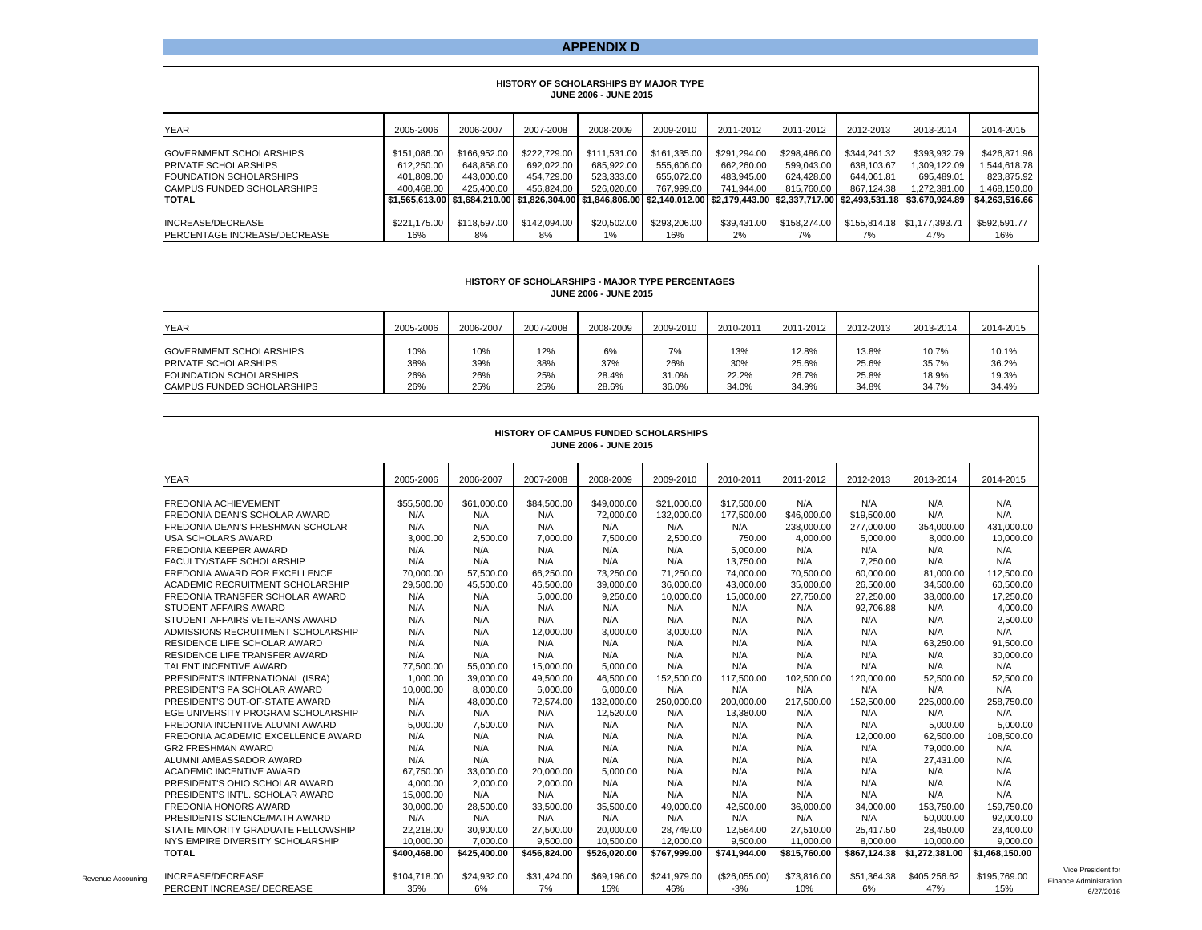# APPENDIX D

**HISTORY OF SCHOLARSHIPS BY MAJOR TYPE**
**JUNE 2006 - JUNE 2015**

| YEAR | 2005-2006 | 2006-2007 | 2007-2008 | 2008-2009 | 2009-2010 | 2011-2012 | 2011-2012 | 2012-2013 | 2013-2014 | 2014-2015 |
|---|---|---|---|---|---|---|---|---|---|---|
| GOVERNMENT SCHOLARSHIPS | $151,086.00 | $166,952.00 | $222,729.00 | $111,531.00 | $161,335.00 | $291,294.00 | $298,486.00 | $344,241.32 | $393,932.79 | $426,871.96 |
| PRIVATE SCHOLARSHIPS | 612,250.00 | 648,858.00 | 692,022.00 | 685,922.00 | 555,606.00 | 662,260.00 | 599,043.00 | 638,103.67 | 1,309,122.09 | 1,544,618.78 |
| FOUNDATION SCHOLARSHIPS | 401,809.00 | 443,000.00 | 454,729.00 | 523,333.00 | 655,072.00 | 483,945.00 | 624,428.00 | 644,061.81 | 695,489.01 | 823,875.92 |
| CAMPUS FUNDED SCHOLARSHIPS | 400,468.00 | 425,400.00 | 456,824.00 | 526,020.00 | 767,999.00 | 741,944.00 | 815,760.00 | 867,124.38 | 1,272,381.00 | 1,468,150.00 |
| **TOTAL** | **$1,565,613.00** | **$1,684,210.00** | **$1,826,304.00** | **$1,846,806.00** | **$2,140,012.00** | **$2,179,443.00** | **$2,337,717.00** | **$2,493,531.18** | **$3,670,924.89** | **$4,263,516.66** |
| INCREASE/DECREASE | $221,175.00 | $118,597.00 | $142,094.00 | $20,502.00 | $293,206.00 | $39,431.00 | $158,274.00 | $155,814.18 | $1,177,393.71 | $592,591.77 |
| PERCENTAGE INCREASE/DECREASE | 16% | 8% | 8% | 1% | 16% | 2% | 7% | 7% | 47% | 16% |

**HISTORY OF SCHOLARSHIPS - MAJOR TYPE PERCENTAGES**
**JUNE 2006 - JUNE 2015**

| YEAR | 2005-2006 | 2006-2007 | 2007-2008 | 2008-2009 | 2009-2010 | 2010-2011 | 2011-2012 | 2012-2013 | 2013-2014 | 2014-2015 |
|---|---|---|---|---|---|---|---|---|---|---|
| GOVERNMENT SCHOLARSHIPS | 10% | 10% | 12% | 6% | 7% | 13% | 12.8% | 13.8% | 10.7% | 10.1% |
| PRIVATE SCHOLARSHIPS | 38% | 39% | 38% | 37% | 26% | 30% | 25.6% | 25.6% | 35.7% | 36.2% |
| FOUNDATION SCHOLARSHIPS | 26% | 26% | 25% | 28.4% | 31.0% | 22.2% | 26.7% | 25.8% | 18.9% | 19.3% |
| CAMPUS FUNDED SCHOLARSHIPS | 26% | 25% | 25% | 28.6% | 36.0% | 34.0% | 34.9% | 34.8% | 34.7% | 34.4% |

**HISTORY OF CAMPUS FUNDED SCHOLARSHIPS**
**JUNE 2006 - JUNE 2015**

| YEAR | 2005-2006 | 2006-2007 | 2007-2008 | 2008-2009 | 2009-2010 | 2010-2011 | 2011-2012 | 2012-2013 | 2013-2014 | 2014-2015 |
|---|---|---|---|---|---|---|---|---|---|---|
| FREDONIA ACHIEVEMENT | $55,500.00 | $61,000.00 | $84,500.00 | $49,000.00 | $21,000.00 | $17,500.00 | N/A | N/A | N/A | N/A |
| FREDONIA DEAN'S SCHOLAR AWARD | N/A | N/A | N/A | 72,000.00 | 132,000.00 | 177,500.00 | $46,000.00 | $19,500.00 | N/A | N/A |
| FREDONIA DEAN'S FRESHMAN SCHOLAR | N/A | N/A | N/A | N/A | N/A | N/A | 238,000.00 | 277,000.00 | 354,000.00 | 431,000.00 |
| USA SCHOLARS AWARD | 3,000.00 | 2,500.00 | 7,000.00 | 7,500.00 | 2,500.00 | 750.00 | 4,000.00 | 5,000.00 | 8,000.00 | 10,000.00 |
| FREDONIA KEEPER AWARD | N/A | N/A | N/A | N/A | N/A | 5,000.00 | N/A | N/A | N/A | N/A |
| FACULTY/STAFF SCHOLARSHIP | N/A | N/A | N/A | N/A | N/A | 13,750.00 | N/A | 7,250.00 | N/A | N/A |
| FREDONIA AWARD FOR EXCELLENCE | 70,000.00 | 57,500.00 | 66,250.00 | 73,250.00 | 71,250.00 | 74,000.00 | 70,500.00 | 60,000.00 | 81,000.00 | 112,500.00 |
| ACADEMIC RECRUITMENT SCHOLARSHIP | 29,500.00 | 45,500.00 | 46,500.00 | 39,000.00 | 36,000.00 | 43,000.00 | 35,000.00 | 26,500.00 | 34,500.00 | 60,500.00 |
| FREDONIA TRANSFER SCHOLAR AWARD | N/A | N/A | 5,000.00 | 9,250.00 | 10,000.00 | 15,000.00 | 27,750.00 | 27,250.00 | 38,000.00 | 17,250.00 |
| STUDENT AFFAIRS AWARD | N/A | N/A | N/A | N/A | N/A | N/A | N/A | 92,706.88 | N/A | 4,000.00 |
| STUDENT AFFAIRS VETERANS AWARD | N/A | N/A | N/A | N/A | N/A | N/A | N/A | N/A | N/A | 2,500.00 |
| ADMISSIONS RECRUITMENT SCHOLARSHIP | N/A | N/A | 12,000.00 | 3,000.00 | 3,000.00 | N/A | N/A | N/A | N/A | N/A |
| RESIDENCE LIFE SCHOLAR AWARD | N/A | N/A | N/A | N/A | N/A | N/A | N/A | N/A | 63,250.00 | 91,500.00 |
| RESIDENCE LIFE TRANSFER AWARD | N/A | N/A | N/A | N/A | N/A | N/A | N/A | N/A | N/A | 30,000.00 |
| TALENT INCENTIVE AWARD | 77,500.00 | 55,000.00 | 15,000.00 | 5,000.00 | N/A | N/A | N/A | N/A | N/A | N/A |
| PRESIDENT'S INTERNATIONAL (ISRA) | 1,000.00 | 39,000.00 | 49,500.00 | 46,500.00 | 152,500.00 | 117,500.00 | 102,500.00 | 120,000.00 | 52,500.00 | 52,500.00 |
| PRESIDENT'S PA SCHOLAR AWARD | 10,000.00 | 8,000.00 | 6,000.00 | 6,000.00 | N/A | N/A | N/A | N/A | N/A | N/A |
| PRESIDENT'S OUT-OF-STATE AWARD | N/A | 48,000.00 | 72,574.00 | 132,000.00 | 250,000.00 | 200,000.00 | 217,500.00 | 152,500.00 | 225,000.00 | 258,750.00 |
| EGE UNIVERSITY PROGRAM SCHOLARSHIP | N/A | N/A | N/A | 12,520.00 | N/A | 13,380.00 | N/A | N/A | N/A | N/A |
| FREDONIA INCENTIVE ALUMNI AWARD | 5,000.00 | 7,500.00 | N/A | N/A | N/A | N/A | N/A | N/A | 5,000.00 | 5,000.00 |
| FREDONIA ACADEMIC EXCELLENCE AWARD | N/A | N/A | N/A | N/A | N/A | N/A | N/A | 12,000.00 | 62,500.00 | 108,500.00 |
| GR2 FRESHMAN AWARD | N/A | N/A | N/A | N/A | N/A | N/A | N/A | N/A | 79,000.00 | N/A |
| ALUMNI AMBASSADOR AWARD | N/A | N/A | N/A | N/A | N/A | N/A | N/A | N/A | 27,431.00 | N/A |
| ACADEMIC INCENTIVE AWARD | 67,750.00 | 33,000.00 | 20,000.00 | 5,000.00 | N/A | N/A | N/A | N/A | N/A | N/A |
| PRESIDENT'S OHIO SCHOLAR AWARD | 4,000.00 | 2,000.00 | 2,000.00 | N/A | N/A | N/A | N/A | N/A | N/A | N/A |
| PRESIDENT'S INT'L. SCHOLAR AWARD | 15,000.00 | N/A | N/A | N/A | N/A | N/A | N/A | N/A | N/A | N/A |
| FREDONIA HONORS AWARD | 30,000.00 | 28,500.00 | 33,500.00 | 35,500.00 | 49,000.00 | 42,500.00 | 36,000.00 | 34,000.00 | 153,750.00 | 159,750.00 |
| PRESIDENTS SCIENCE/MATH AWARD | N/A | N/A | N/A | N/A | N/A | N/A | N/A | N/A | 50,000.00 | 92,000.00 |
| STATE MINORITY GRADUATE FELLOWSHIP | 22,218.00 | 30,900.00 | 27,500.00 | 20,000.00 | 28,749.00 | 12,564.00 | 27,510.00 | 25,417.50 | 28,450.00 | 23,400.00 |
| NYS EMPIRE DIVERSITY SCHOLARSHIP | 10,000.00 | 7,000.00 | 9,500.00 | 10,500.00 | 12,000.00 | 9,500.00 | 11,000.00 | 8,000.00 | 10,000.00 | 9,000.00 |
| **TOTAL** | **$400,468.00** | **$425,400.00** | **$456,824.00** | **$526,020.00** | **$767,999.00** | **$741,944.00** | **$815,760.00** | **$867,124.38** | **$1,272,381.00** | **$1,468,150.00** |
| INCREASE/DECREASE | $104,718.00 | $24,932.00 | $31,424.00 | $69,196.00 | $241,979.00 | ($26,055.00) | $73,816.00 | $51,364.38 | $405,256.62 | $195,769.00 |
| PERCENT INCREASE/ DECREASE | 35% | 6% | 7% | 15% | 46% | -3% | 10% | 6% | 47% | 15% |

Revenue Accounting

Vice President for Finance Administration
6/27/2016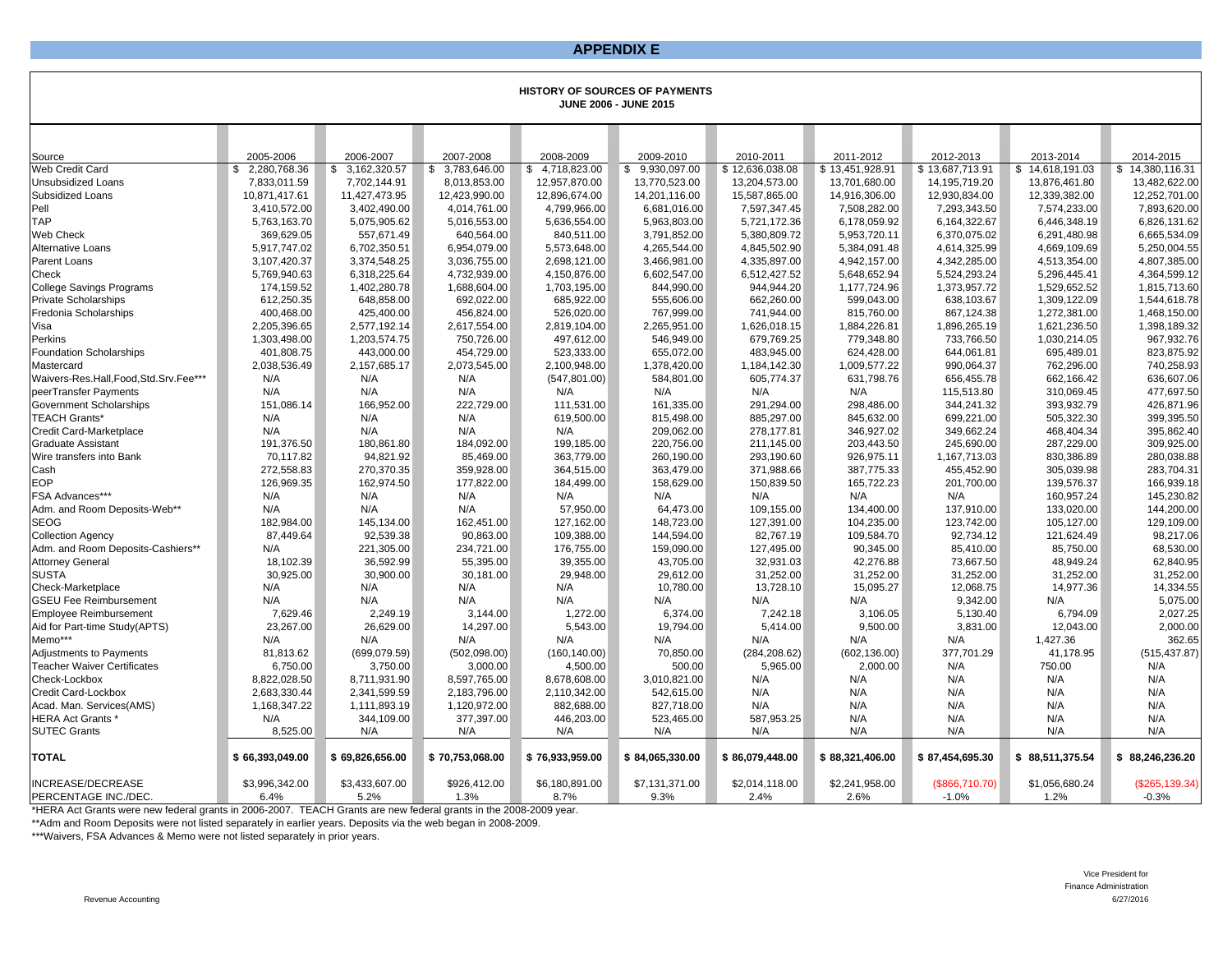## APPENDIX E

### HISTORY OF SOURCES OF PAYMENTS
**JUNE 2006 - JUNE 2015**

| Source | 2005-2006 | 2006-2007 | 2007-2008 | 2008-2009 | 2009-2010 | 2010-2011 | 2011-2012 | 2012-2013 | 2013-2014 | 2014-2015 |
|---|---|---|---|---|---|---|---|---|---|---|
| Web Credit Card | $ 2,280,768.36 | $ 3,162,320.57 | $ 3,783,646.00 | $ 4,718,823.00 | $ 9,930,097.00 | $ 12,636,038.08 | $ 13,451,928.91 | $ 13,687,713.91 | $ 14,618,191.03 | $ 14,380,116.31 |
| Unsubsidized Loans | 7,833,011.59 | 7,702,144.91 | 8,013,853.00 | 12,957,870.00 | 13,770,523.00 | 13,204,573.00 | 13,701,680.00 | 14,195,719.20 | 13,876,461.80 | 13,482,622.00 |
| Subsidized Loans | 10,871,417.61 | 11,427,473.95 | 12,423,990.00 | 12,896,674.00 | 14,201,116.00 | 15,587,865.00 | 14,916,306.00 | 12,930,834.00 | 12,339,382.00 | 12,252,701.00 |
| Pell | 3,410,572.00 | 3,402,490.00 | 4,014,761.00 | 4,799,966.00 | 6,681,016.00 | 7,597,347.45 | 7,508,282.00 | 7,293,343.50 | 7,574,233.00 | 7,893,620.00 |
| TAP | 5,763,163.70 | 5,075,905.62 | 5,016,553.00 | 5,636,554.00 | 5,963,803.00 | 5,721,172.36 | 6,178,059.92 | 6,164,322.67 | 6,446,348.19 | 6,826,131.62 |
| Web Check | 369,629.05 | 557,671.49 | 640,564.00 | 840,511.00 | 3,791,852.00 | 5,380,809.72 | 5,953,720.11 | 6,370,075.02 | 6,291,480.98 | 6,665,534.09 |
| Alternative Loans | 5,917,747.02 | 6,702,350.51 | 6,954,079.00 | 5,573,648.00 | 4,265,544.00 | 4,845,502.90 | 5,384,091.48 | 4,614,325.99 | 4,669,109.69 | 5,250,004.55 |
| Parent Loans | 3,107,420.37 | 3,374,548.25 | 3,036,755.00 | 2,698,121.00 | 3,466,981.00 | 4,335,897.00 | 4,942,157.00 | 4,342,285.00 | 4,513,354.00 | 4,807,385.00 |
| Check | 5,769,940.63 | 6,318,225.64 | 4,732,939.00 | 4,150,876.00 | 6,602,547.00 | 6,512,427.52 | 5,648,652.94 | 5,524,293.24 | 5,296,445.41 | 4,364,599.12 |
| College Savings Programs | 174,159.52 | 1,402,280.78 | 1,688,604.00 | 1,703,195.00 | 844,990.00 | 944,944.20 | 1,177,724.96 | 1,373,957.72 | 1,529,652.52 | 1,815,713.60 |
| Private Scholarships | 612,250.35 | 648,858.00 | 692,022.00 | 685,922.00 | 555,606.00 | 662,260.00 | 599,043.00 | 638,103.67 | 1,309,122.09 | 1,544,618.78 |
| Fredonia Scholarships | 400,468.00 | 425,400.00 | 456,824.00 | 526,020.00 | 767,999.00 | 741,944.00 | 815,760.00 | 867,124.38 | 1,272,381.00 | 1,468,150.00 |
| Visa | 2,205,396.65 | 2,577,192.14 | 2,617,554.00 | 2,819,104.00 | 2,265,951.00 | 1,626,018.15 | 1,884,226.81 | 1,896,265.19 | 1,621,236.50 | 1,398,189.32 |
| Perkins | 1,303,498.00 | 1,203,574.75 | 750,726.00 | 497,612.00 | 546,949.00 | 679,769.25 | 779,348.80 | 733,766.50 | 1,030,214.05 | 967,932.76 |
| Foundation Scholarships | 401,808.75 | 443,000.00 | 454,729.00 | 523,333.00 | 655,072.00 | 483,945.00 | 624,428.00 | 644,061.81 | 695,489.01 | 823,875.92 |
| Mastercard | 2,038,536.49 | 2,157,685.17 | 2,073,545.00 | 2,100,948.00 | 1,378,420.00 | 1,184,142.30 | 1,009,577.22 | 990,064.37 | 762,296.00 | 740,258.93 |
| Waivers-Res.Hall,Food,Std.Srv.Fee*** | N/A | N/A | N/A | (547,801.00) | 584,801.00 | 605,774.37 | 631,798.76 | 656,455.78 | 662,166.42 | 636,607.06 |
| peerTransfer Payments | N/A | N/A | N/A | N/A | N/A | N/A | N/A | 115,513.80 | 310,069.45 | 477,697.50 |
| Government Scholarships | 151,086.14 | 166,952.00 | 222,729.00 | 111,531.00 | 161,335.00 | 291,294.00 | 298,486.00 | 344,241.32 | 393,932.79 | 426,871.96 |
| TEACH Grants* | N/A | N/A | N/A | 619,500.00 | 815,498.00 | 885,297.00 | 845,632.00 | 699,221.00 | 505,322.30 | 399,395.50 |
| Credit Card-Marketplace | N/A | N/A | N/A | N/A | 209,062.00 | 278,177.81 | 346,927.02 | 349,662.24 | 468,404.34 | 395,862.40 |
| Graduate Assistant | 191,376.50 | 180,861.80 | 184,092.00 | 199,185.00 | 220,756.00 | 211,145.00 | 203,443.50 | 245,690.00 | 287,229.00 | 309,925.00 |
| Wire transfers into Bank | 70,117.82 | 94,821.92 | 85,469.00 | 363,779.00 | 260,190.00 | 293,190.60 | 926,975.11 | 1,167,713.03 | 830,386.89 | 280,038.88 |
| Cash | 272,558.83 | 270,370.35 | 359,928.00 | 364,515.00 | 363,479.00 | 371,988.66 | 387,775.33 | 455,452.90 | 305,039.98 | 283,704.31 |
| EOP | 126,969.35 | 162,974.50 | 177,822.00 | 184,499.00 | 158,629.00 | 150,839.50 | 165,722.23 | 201,700.00 | 139,576.37 | 166,939.18 |
| FSA Advances*** | N/A | N/A | N/A | N/A | N/A | N/A | N/A | N/A | 160,957.24 | 145,230.82 |
| Adm. and Room Deposits-Web** | N/A | N/A | N/A | 57,950.00 | 64,473.00 | 109,155.00 | 134,400.00 | 137,910.00 | 133,020.00 | 144,200.00 |
| SEOG | 182,984.00 | 145,134.00 | 162,451.00 | 127,162.00 | 148,723.00 | 127,391.00 | 104,235.00 | 123,742.00 | 105,127.00 | 129,109.00 |
| Collection Agency | 87,449.64 | 92,539.38 | 90,863.00 | 109,388.00 | 144,594.00 | 82,767.19 | 109,584.70 | 92,734.12 | 121,624.49 | 98,217.06 |
| Adm. and Room Deposits-Cashiers** | N/A | 221,305.00 | 234,721.00 | 176,755.00 | 159,090.00 | 127,495.00 | 90,345.00 | 85,410.00 | 85,750.00 | 68,530.00 |
| Attorney General | 18,102.39 | 36,592.99 | 55,395.00 | 39,355.00 | 43,705.00 | 32,931.03 | 42,276.88 | 73,667.50 | 48,949.24 | 62,840.95 |
| SUSTA | 30,925.00 | 30,900.00 | 30,181.00 | 29,948.00 | 29,612.00 | 31,252.00 | 31,252.00 | 31,252.00 | 31,252.00 | 31,252.00 |
| Check-Marketplace | N/A | N/A | N/A | N/A | 10,780.00 | 13,728.10 | 15,095.27 | 12,068.75 | 14,977.36 | 14,334.55 |
| GSEU Fee Reimbursement | N/A | N/A | N/A | N/A | N/A | N/A | N/A | 9,342.00 | N/A | 5,075.00 |
| Employee Reimbursement | 7,629.46 | 2,249.19 | 3,144.00 | 1,272.00 | 6,374.00 | 7,242.18 | 3,106.05 | 5,130.40 | 6,794.09 | 2,027.25 |
| Aid for Part-time Study(APTS) | 23,267.00 | 26,629.00 | 14,297.00 | 5,543.00 | 19,794.00 | 5,414.00 | 9,500.00 | 3,831.00 | 12,043.00 | 2,000.00 |
| Memo*** | N/A | N/A | N/A | N/A | N/A | N/A | N/A | N/A | 1,427.36 | 362.65 |
| Adjustments to Payments | 81,813.62 | (699,079.59) | (502,098.00) | (160,140.00) | 70,850.00 | (284,208.62) | (602,136.00) | 377,701.29 | 41,178.95 | (515,437.87) |
| Teacher Waiver Certificates | 6,750.00 | 3,750.00 | 3,000.00 | 4,500.00 | 500.00 | 5,965.00 | 2,000.00 | N/A | 750.00 | N/A |
| Check-Lockbox | 8,822,028.50 | 8,711,931.90 | 8,597,765.00 | 8,678,608.00 | 3,010,821.00 | N/A | N/A | N/A | N/A | N/A |
| Credit Card-Lockbox | 2,683,330.44 | 2,341,599.59 | 2,183,796.00 | 2,110,342.00 | 542,615.00 | N/A | N/A | N/A | N/A | N/A |
| Acad. Man. Services(AMS) | 1,168,347.22 | 1,111,893.19 | 1,120,972.00 | 882,688.00 | 827,718.00 | N/A | N/A | N/A | N/A | N/A |
| HERA Act Grants * | N/A | 344,109.00 | 377,397.00 | 446,203.00 | 523,465.00 | 587,953.25 | N/A | N/A | N/A | N/A |
| SUTEC Grants | 8,525.00 | N/A | N/A | N/A | N/A | N/A | N/A | N/A | N/A | N/A |
| **TOTAL** | **$ 66,393,049.00** | **$ 69,826,656.00** | **$ 70,753,068.00** | **$ 76,933,959.00** | **$ 84,065,330.00** | **$ 86,079,448.00** | **$ 88,321,406.00** | **$ 87,454,695.30** | **$ 88,511,375.54** | **$ 88,246,236.20** |
| INCREASE/DECREASE | $3,996,342.00 | $3,433,607.00 | $926,412.00 | $6,180,891.00 | $7,131,371.00 | $2,014,118.00 | $2,241,958.00 | ($866,710.70) | $1,056,680.24 | ($265,139.34) |
| PERCENTAGE INC./DEC. | 6.4% | 5.2% | 1.3% | 8.7% | 9.3% | 2.4% | 2.6% | -1.0% | 1.2% | -0.3% |

*HERA Act Grants were new federal grants in 2006-2007. TEACH Grants are new federal grants in the 2008-2009 year.

**Adm and Room Deposits were not listed separately in earlier years. Deposits via the web began in 2008-2009.

***Waivers, FSA Advances & Memo were not listed separately in prior years.

Revenue Accounting

Vice President for
Finance Administration
6/27/2016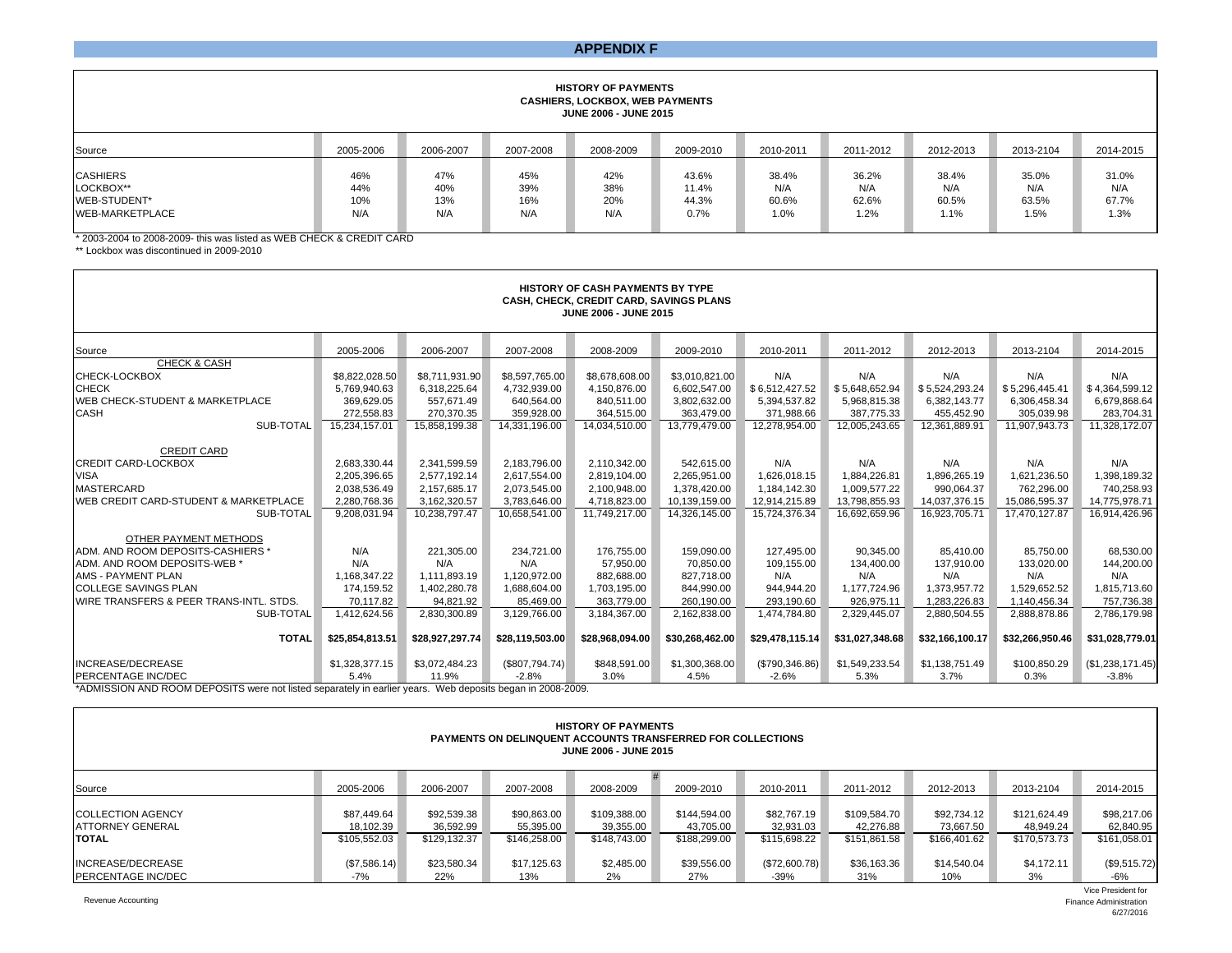# APPENDIX F

### HISTORY OF PAYMENTS
### CASHIERS, LOCKBOX, WEB PAYMENTS
### JUNE 2006 - JUNE 2015

| Source | 2005-2006 | 2006-2007 | 2007-2008 | 2008-2009 | 2009-2010 | 2010-2011 | 2011-2012 | 2012-2013 | 2013-2104 | 2014-2015 |
|---|---|---|---|---|---|---|---|---|---|---|
| CASHIERS | 46% | 47% | 45% | 42% | 43.6% | 38.4% | 36.2% | 38.4% | 35.0% | 31.0% |
| LOCKBOX** | 44% | 40% | 39% | 38% | 11.4% | N/A | N/A | N/A | N/A | N/A |
| WEB-STUDENT* | 10% | 13% | 16% | 20% | 44.3% | 60.6% | 62.6% | 60.5% | 63.5% | 67.7% |
| WEB-MARKETPLACE | N/A | N/A | N/A | N/A | 0.7% | 1.0% | 1.2% | 1.1% | 1.5% | 1.3% |

* 2003-2004 to 2008-2009- this was listed as WEB CHECK & CREDIT CARD

** Lockbox was discontinued in 2009-2010

### HISTORY OF CASH PAYMENTS BY TYPE
### CASH, CHECK, CREDIT CARD, SAVINGS PLANS
### JUNE 2006 - JUNE 2015

| Source | 2005-2006 | 2006-2007 | 2007-2008 | 2008-2009 | 2009-2010 | 2010-2011 | 2011-2012 | 2012-2013 | 2013-2104 | 2014-2015 |
|---|---|---|---|---|---|---|---|---|---|---|
| CHECK & CASH | | | | | | | | | | |
| CHECK-LOCKBOX | $8,822,028.50 | $8,711,931.90 | $8,597,765.00 | $8,678,608.00 | $3,010,821.00 | N/A | N/A | N/A | N/A | N/A |
| CHECK | 5,769,940.63 | 6,318,225.64 | 4,732,939.00 | 4,150,876.00 | 6,602,547.00 | $6,512,427.52 | $5,648,652.94 | $5,524,293.24 | $5,296,445.41 | $4,364,599.12 |
| WEB CHECK-STUDENT & MARKETPLACE | 369,629.05 | 557,671.49 | 640,564.00 | 840,511.00 | 3,802,632.00 | 5,394,537.82 | 5,968,815.38 | 6,382,143.77 | 6,306,458.34 | 6,679,868.64 |
| CASH | 272,558.83 | 270,370.35 | 359,928.00 | 364,515.00 | 363,479.00 | 371,988.66 | 387,775.33 | 455,452.90 | 305,039.98 | 283,704.31 |
| SUB-TOTAL | 15,234,157.01 | 15,858,199.38 | 14,331,196.00 | 14,034,510.00 | 13,779,479.00 | 12,278,954.00 | 12,005,243.65 | 12,361,889.91 | 11,907,943.73 | 11,328,172.07 |
| CREDIT CARD | | | | | | | | | | |
| CREDIT CARD-LOCKBOX | 2,683,330.44 | 2,341,599.59 | 2,183,796.00 | 2,110,342.00 | 542,615.00 | N/A | N/A | N/A | N/A | N/A |
| VISA | 2,205,396.65 | 2,577,192.14 | 2,617,554.00 | 2,819,104.00 | 2,265,951.00 | 1,626,018.15 | 1,884,226.81 | 1,896,265.19 | 1,621,236.50 | 1,398,189.32 |
| MASTERCARD | 2,038,536.49 | 2,157,685.17 | 2,073,545.00 | 2,100,948.00 | 1,378,420.00 | 1,184,142.30 | 1,009,577.22 | 990,064.37 | 762,296.00 | 740,258.93 |
| WEB CREDIT CARD-STUDENT & MARKETPLACE | 2,280,768.36 | 3,162,320.57 | 3,783,646.00 | 4,718,823.00 | 10,139,159.00 | 12,914,215.89 | 13,798,855.93 | 14,037,376.15 | 15,086,595.37 | 14,775,978.71 |
| SUB-TOTAL | 9,208,031.94 | 10,238,797.47 | 10,658,541.00 | 11,749,217.00 | 14,326,145.00 | 15,724,376.34 | 16,692,659.96 | 16,923,705.71 | 17,470,127.87 | 16,914,426.96 |
| OTHER PAYMENT METHODS | | | | | | | | | | |
| ADM. AND ROOM DEPOSITS-CASHIERS * | N/A | 221,305.00 | 234,721.00 | 176,755.00 | 159,090.00 | 127,495.00 | 90,345.00 | 85,410.00 | 85,750.00 | 68,530.00 |
| ADM. AND ROOM DEPOSITS-WEB * | N/A | N/A | N/A | 57,950.00 | 70,850.00 | 109,155.00 | 134,400.00 | 137,910.00 | 133,020.00 | 144,200.00 |
| AMS - PAYMENT PLAN | 1,168,347.22 | 1,111,893.19 | 1,120,972.00 | 882,688.00 | 827,718.00 | N/A | N/A | N/A | N/A | N/A |
| COLLEGE SAVINGS PLAN | 174,159.52 | 1,402,280.78 | 1,688,604.00 | 1,703,195.00 | 844,990.00 | 944,944.20 | 1,177,724.96 | 1,373,957.72 | 1,529,652.52 | 1,815,713.60 |
| WIRE TRANSFERS & PEER TRANS-INTL. STDS. | 70,117.82 | 94,821.92 | 85,469.00 | 363,779.00 | 260,190.00 | 293,190.60 | 926,975.11 | 1,283,226.83 | 1,140,456.34 | 757,736.38 |
| SUB-TOTAL | 1,412,624.56 | 2,830,300.89 | 3,129,766.00 | 3,184,367.00 | 2,162,838.00 | 1,474,784.80 | 2,329,445.07 | 2,880,504.55 | 2,888,878.86 | 2,786,179.98 |
| **TOTAL** | **$25,854,813.51** | **$28,927,297.74** | **$28,119,503.00** | **$28,968,094.00** | **$30,268,462.00** | **$29,478,115.14** | **$31,027,348.68** | **$32,166,100.17** | **$32,266,950.46** | **$31,028,779.01** |
| INCREASE/DECREASE | $1,328,377.15 | $3,072,484.23 | ($807,794.74) | $848,591.00 | $1,300,368.00 | ($790,346.86) | $1,549,233.54 | $1,138,751.49 | $100,850.29 | ($1,238,171.45) |
| PERCENTAGE INC/DEC | 5.4% | 11.9% | -2.8% | 3.0% | 4.5% | -2.6% | 5.3% | 3.7% | 0.3% | -3.8% |

*ADMISSION AND ROOM DEPOSITS were not listed separately in earlier years. Web deposits began in 2008-2009.

### HISTORY OF PAYMENTS
### PAYMENTS ON DELINQUENT ACCOUNTS TRANSFERRED FOR COLLECTIONS
### JUNE 2006 - JUNE 2015

| Source | 2005-2006 | 2006-2007 | 2007-2008 | 2008-2009 | 2009-2010 | 2010-2011 | 2011-2012 | 2012-2013 | 2013-2104 | 2014-2015 |
|---|---|---|---|---|---|---|---|---|---|---|
| COLLECTION AGENCY | $87,449.64 | $92,539.38 | $90,863.00 | $109,388.00 | $144,594.00 | $82,767.19 | $109,584.70 | $92,734.12 | $121,624.49 | $98,217.06 |
| ATTORNEY GENERAL | 18,102.39 | 36,592.99 | 55,395.00 | 39,355.00 | 43,705.00 | 32,931.03 | 42,276.88 | 73,667.50 | 48,949.24 | 62,840.95 |
| **TOTAL** | $105,552.03 | $129,132.37 | $146,258.00 | $148,743.00 | $188,299.00 | $115,698.22 | $151,861.58 | $166,401.62 | $170,573.73 | $161,058.01 |
| INCREASE/DECREASE | ($7,586.14) | $23,580.34 | $17,125.63 | $2,485.00 | $39,556.00 | ($72,600.78) | $36,163.36 | $14,540.04 | $4,172.11 | ($9,515.72) |
| PERCENTAGE INC/DEC | -7% | 22% | 13% | 2% | 27% | -39% | 31% | 10% | 3% | -6% |

Revenue Accounting

Vice President for
Finance Administration
6/27/2016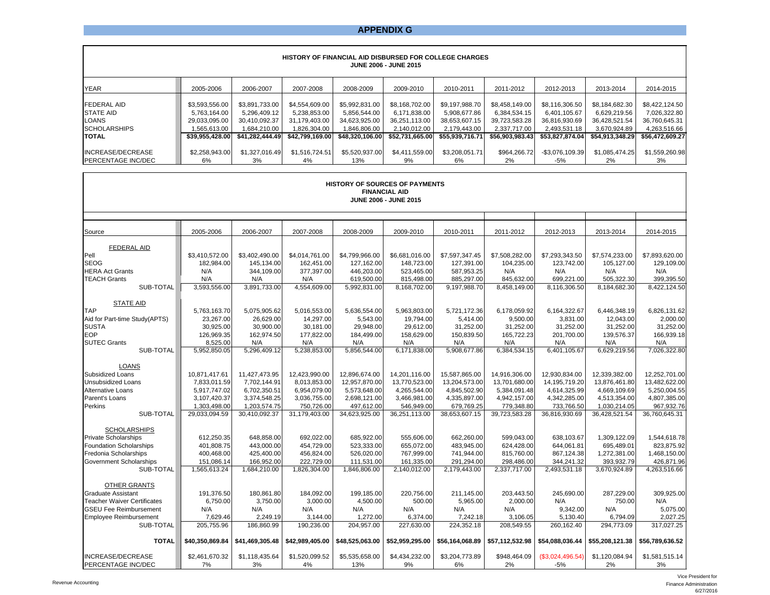# APPENDIX G

**HISTORY OF FINANCIAL AID DISBURSED FOR COLLEGE CHARGES**
**JUNE 2006 - JUNE 2015**

| YEAR | 2005-2006 | 2006-2007 | 2007-2008 | 2008-2009 | 2009-2010 | 2010-2011 | 2011-2012 | 2012-2013 | 2013-2014 | 2014-2015 |
|---|---|---|---|---|---|---|---|---|---|---|
| FEDERAL AID | $3,593,556.00 | $3,891,733.00 | $4,554,609.00 | $5,992,831.00 | $8,168,702.00 | $9,197,988.70 | $8,458,149.00 | $8,116,306.50 | $8,184,682.30 | $8,422,124.50 |
| STATE AID | 5,763,164.00 | 5,296,409.12 | 5,238,853.00 | 5,856,544.00 | 6,171,838.00 | 5,908,677.86 | 6,384,534.15 | 6,401,105.67 | 6,629,219.56 | 7,026,322.80 |
| LOANS | 29,033,095.00 | 30,410,092.37 | 31,179,403.00 | 34,623,925.00 | 36,251,113.00 | 38,653,607.15 | 39,723,583.28 | 36,816,930.69 | 36,428,521.54 | 36,760,645.31 |
| SCHOLARSHIPS | 1,565,613.00 | 1,684,210.00 | 1,826,304.00 | 1,846,806.00 | 2,140,012.00 | 2,179,443.00 | 2,337,717.00 | 2,493,531.18 | 3,670,924.89 | 4,263,516.66 |
| **TOTAL** | **$39,955,428.00** | **$41,282,444.49** | **$42,799,169.00** | **$48,320,106.00** | **$52,731,665.00** | **$55,939,716.71** | **$56,903,983.43** | **$53,827,874.04** | **$54,913,348.29** | **$56,472,609.27** |
| INCREASE/DECREASE | $2,258,943.00 | $1,327,016.49 | $1,516,724.51 | $5,520,937.00 | $4,411,559.00 | $3,208,051.71 | $964,266.72 | -$3,076,109.39 | $1,085,474.25 | $1,559,260.98 |
| PERCENTAGE INC/DEC | 6% | 3% | 4% | 13% | 9% | 6% | 2% | -5% | 2% | 3% |

**HISTORY OF SOURCES OF PAYMENTS**
**FINANCIAL AID**
**JUNE 2006 - JUNE 2015**

| Source | 2005-2006 | 2006-2007 | 2007-2008 | 2008-2009 | 2009-2010 | 2010-2011 | 2011-2012 | 2012-2013 | 2013-2014 | 2014-2015 |
|---|---|---|---|---|---|---|---|---|---|---|
| FEDERAL AID | | | | | | | | | | |
| Pell | $3,410,572.00 | $3,402,490.00 | $4,014,761.00 | $4,799,966.00 | $6,681,016.00 | $7,597,347.45 | $7,508,282.00 | $7,293,343.50 | $7,574,233.00 | $7,893,620.00 |
| SEOG | 182,984.00 | 145,134.00 | 162,451.00 | 127,162.00 | 148,723.00 | 127,391.00 | 104,235.00 | 123,742.00 | 105,127.00 | 129,109.00 |
| HERA Act Grants | N/A | 344,109.00 | 377,397.00 | 446,203.00 | 523,465.00 | 587,953.25 | N/A | N/A | N/A | N/A |
| TEACH Grants | N/A | N/A | N/A | 619,500.00 | 815,498.00 | 885,297.00 | 845,632.00 | 699,221.00 | 505,322.30 | 399,395.50 |
| SUB-TOTAL | 3,593,556.00 | 3,891,733.00 | 4,554,609.00 | 5,992,831.00 | 8,168,702.00 | 9,197,988.70 | 8,458,149.00 | 8,116,306.50 | 8,184,682.30 | 8,422,124.50 |
| STATE AID | | | | | | | | | | |
| TAP | 5,763,163.70 | 5,075,905.62 | 5,016,553.00 | 5,636,554.00 | 5,963,803.00 | 5,721,172.36 | 6,178,059.92 | 6,164,322.67 | 6,446,348.19 | 6,826,131.62 |
| Aid for Part-time Study(APTS) | 23,267.00 | 26,629.00 | 14,297.00 | 5,543.00 | 19,794.00 | 5,414.00 | 9,500.00 | 3,831.00 | 12,043.00 | 2,000.00 |
| SUSTA | 30,925.00 | 30,900.00 | 30,181.00 | 29,948.00 | 29,612.00 | 31,252.00 | 31,252.00 | 31,252.00 | 31,252.00 | 31,252.00 |
| EOP | 126,969.35 | 162,974.50 | 177,822.00 | 184,499.00 | 158,629.00 | 150,839.50 | 165,722.23 | 201,700.00 | 139,576.37 | 166,939.18 |
| SUTEC Grants | 8,525.00 | N/A | N/A | N/A | N/A | N/A | N/A | N/A | N/A | N/A |
| SUB-TOTAL | 5,952,850.05 | 5,296,409.12 | 5,238,853.00 | 5,856,544.00 | 6,171,838.00 | 5,908,677.86 | 6,384,534.15 | 6,401,105.67 | 6,629,219.56 | 7,026,322.80 |
| LOANS | | | | | | | | | | |
| Subsidized Loans | 10,871,417.61 | 11,427,473.95 | 12,423,990.00 | 12,896,674.00 | 14,201,116.00 | 15,587,865.00 | 14,916,306.00 | 12,930,834.00 | 12,339,382.00 | 12,252,701.00 |
| Unsubsidized Loans | 7,833,011.59 | 7,702,144.91 | 8,013,853.00 | 12,957,870.00 | 13,770,523.00 | 13,204,573.00 | 13,701,680.00 | 14,195,719.20 | 13,876,461.80 | 13,482,622.00 |
| Alternative Loans | 5,917,747.02 | 6,702,350.51 | 6,954,079.00 | 5,573,648.00 | 4,265,544.00 | 4,845,502.90 | 5,384,091.48 | 4,614,325.99 | 4,669,109.69 | 5,250,004.55 |
| Parent's Loans | 3,107,420.37 | 3,374,548.25 | 3,036,755.00 | 2,698,121.00 | 3,466,981.00 | 4,335,897.00 | 4,942,157.00 | 4,342,285.00 | 4,513,354.00 | 4,807,385.00 |
| Perkins | 1,303,498.00 | 1,203,574.75 | 750,726.00 | 497,612.00 | 546,949.00 | 679,769.25 | 779,348.80 | 733,766.50 | 1,030,214.05 | 967,932.76 |
| SUB-TOTAL | 29,033,094.59 | 30,410,092.37 | 31,179,403.00 | 34,623,925.00 | 36,251,113.00 | 38,653,607.15 | 39,723,583.28 | 36,816,930.69 | 36,428,521.54 | 36,760,645.31 |
| SCHOLARSHIPS | | | | | | | | | | |
| Private Scholarships | 612,250.35 | 648,858.00 | 692,022.00 | 685,922.00 | 555,606.00 | 662,260.00 | 599,043.00 | 638,103.67 | 1,309,122.09 | 1,544,618.78 |
| Foundation Scholarships | 401,808.75 | 443,000.00 | 454,729.00 | 523,333.00 | 655,072.00 | 483,945.00 | 624,428.00 | 644,061.81 | 695,489.01 | 823,875.92 |
| Fredonia Scholarships | 400,468.00 | 425,400.00 | 456,824.00 | 526,020.00 | 767,999.00 | 741,944.00 | 815,760.00 | 867,124.38 | 1,272,381.00 | 1,468,150.00 |
| Government Scholarships | 151,086.14 | 166,952.00 | 222,729.00 | 111,531.00 | 161,335.00 | 291,294.00 | 298,486.00 | 344,241.32 | 393,932.79 | 426,871.96 |
| SUB-TOTAL | 1,565,613.24 | 1,684,210.00 | 1,826,304.00 | 1,846,806.00 | 2,140,012.00 | 2,179,443.00 | 2,337,717.00 | 2,493,531.18 | 3,670,924.89 | 4,263,516.66 |
| OTHER GRANTS | | | | | | | | | | |
| Graduate Assistant | 191,376.50 | 180,861.80 | 184,092.00 | 199,185.00 | 220,756.00 | 211,145.00 | 203,443.50 | 245,690.00 | 287,229.00 | 309,925.00 |
| Teacher Waiver Certificates | 6,750.00 | 3,750.00 | 3,000.00 | 4,500.00 | 500.00 | 5,965.00 | 2,000.00 | N/A | 750.00 | N/A |
| GSEU Fee Reimbursement | N/A | N/A | N/A | N/A | N/A | N/A | N/A | 9,342.00 | N/A | 5,075.00 |
| Employee Reimbursement | 7,629.46 | 2,249.19 | 3,144.00 | 1,272.00 | 6,374.00 | 7,242.18 | 3,106.05 | 5,130.40 | 6,794.09 | 2,027.25 |
| SUB-TOTAL | 205,755.96 | 186,860.99 | 190,236.00 | 204,957.00 | 227,630.00 | 224,352.18 | 208,549.55 | 260,162.40 | 294,773.09 | 317,027.25 |
| **TOTAL** | **$40,350,869.84** | **$41,469,305.48** | **$42,989,405.00** | **$48,525,063.00** | **$52,959,295.00** | **$56,164,068.89** | **$57,112,532.98** | **$54,088,036.44** | **$55,208,121.38** | **$56,789,636.52** |
| INCREASE/DECREASE | $2,461,670.32 | $1,118,435.64 | $1,520,099.52 | $5,535,658.00 | $4,434,232.00 | $3,204,773.89 | $948,464.09 | ($3,024,496.54) | $1,120,084.94 | $1,581,515.14 |
| PERCENTAGE INC/DEC | 7% | 3% | 4% | 13% | 9% | 6% | 2% | -5% | 2% | 3% |

Revenue Accounting

Vice President for
Finance Administration
6/27/2016